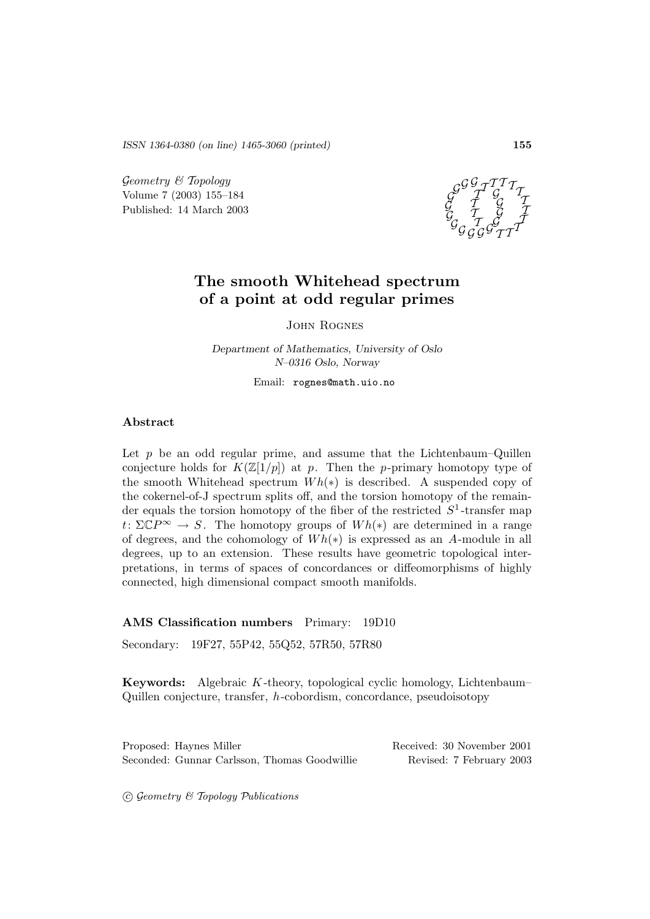# The smooth Whitehead spectrum of a point at odd regular primes

John Rognes

*Department of Mathematics, University of Oslo*
*N–0316 Oslo, Norway*

Email: rognes@math.uio.no

## Abstract

Let $p$ be an odd regular prime, and assume that the Lichtenbaum–Quillen conjecture holds for $K(\mathbb{Z}[1/p])$ at $p$. Then the $p$-primary homotopy type of the smooth Whitehead spectrum $Wh(*)$ is described. A suspended copy of the cokernel-of-J spectrum splits off, and the torsion homotopy of the remainder equals the torsion homotopy of the fiber of the restricted $S^1$-transfer map $t\colon \Sigma\mathbb{C}P^\infty \to S$. The homotopy groups of $Wh(*)$ are determined in a range of degrees, and the cohomology of $Wh(*)$ is expressed as an $A$-module in all degrees, up to an extension. These results have geometric topological interpretations, in terms of spaces of concordances or diffeomorphisms of highly connected, high dimensional compact smooth manifolds.

**AMS Classification numbers** Primary: 19D10

Secondary: 19F27, 55P42, 55Q52, 57R50, 57R80

**Keywords:** Algebraic $K$-theory, topological cyclic homology, Lichtenbaum–Quillen conjecture, transfer, $h$-cobordism, concordance, pseudoisotopy

Proposed: Haynes Miller
Seconded: Gunnar Carlsson, Thomas Goodwillie

Received: 30 November 2001
Revised: 7 February 2003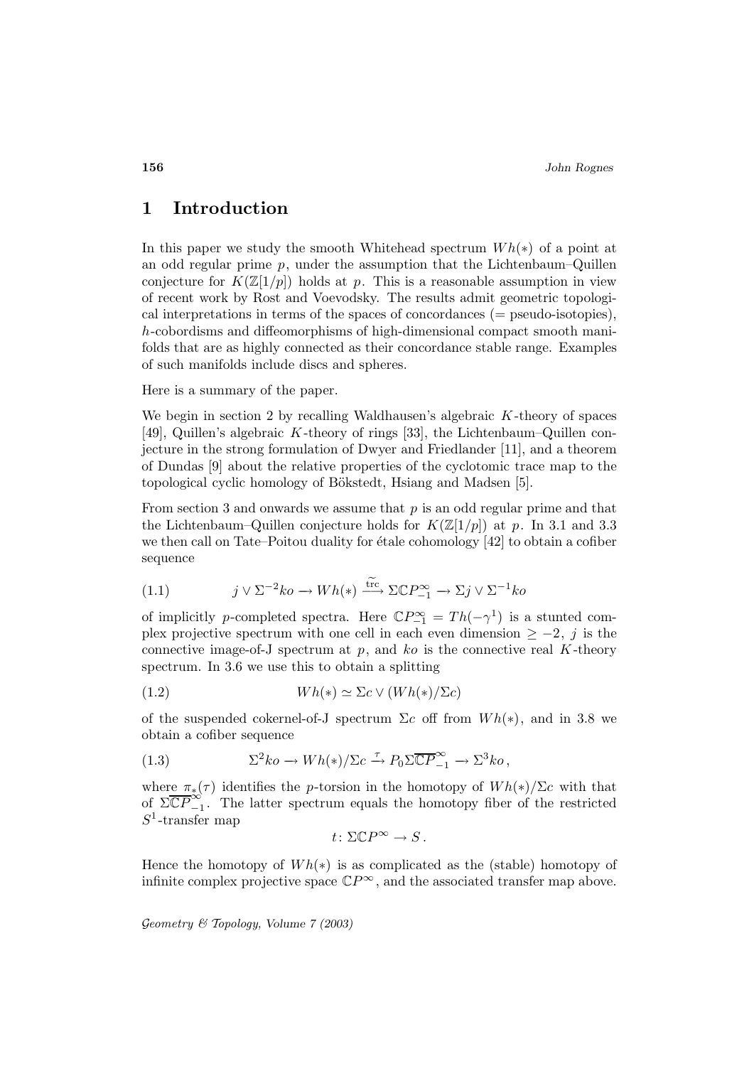# 1 Introduction

In this paper we study the smooth Whitehead spectrum $Wh(*)$ of a point at an odd regular prime $p$, under the assumption that the Lichtenbaum–Quillen conjecture for $K(\mathbb{Z}[1/p])$ holds at $p$. This is a reasonable assumption in view of recent work by Rost and Voevodsky. The results admit geometric topological interpretations in terms of the spaces of concordances (= pseudo-isotopies), $h$-cobordisms and diffeomorphisms of high-dimensional compact smooth manifolds that are as highly connected as their concordance stable range. Examples of such manifolds include discs and spheres.

Here is a summary of the paper.

We begin in section 2 by recalling Waldhausen's algebraic $K$-theory of spaces [49], Quillen's algebraic $K$-theory of rings [33], the Lichtenbaum–Quillen conjecture in the strong formulation of Dwyer and Friedlander [11], and a theorem of Dundas [9] about the relative properties of the cyclotomic trace map to the topological cyclic homology of Bökstedt, Hsiang and Madsen [5].

From section 3 and onwards we assume that $p$ is an odd regular prime and that the Lichtenbaum–Quillen conjecture holds for $K(\mathbb{Z}[1/p])$ at $p$. In 3.1 and 3.3 we then call on Tate–Poitou duality for étale cohomology [42] to obtain a cofiber sequence

$$j \vee \Sigma^{-2}ko \to Wh(*) \xrightarrow{\widetilde{\mathrm{trc}}} \Sigma\mathbb{C}P^{\infty}_{-1} \to \Sigma j \vee \Sigma^{-1}ko \tag{1.1}$$

of implicitly $p$-completed spectra. Here $\mathbb{C}P^{\infty}_{-1} = Th(-\gamma^1)$ is a stunted complex projective spectrum with one cell in each even dimension $\geq -2$, $j$ is the connective image-of-J spectrum at $p$, and $ko$ is the connective real $K$-theory spectrum. In 3.6 we use this to obtain a splitting

$$Wh(*) \simeq \Sigma c \vee (Wh(*)/\Sigma c) \tag{1.2}$$

of the suspended cokernel-of-J spectrum $\Sigma c$ off from $Wh(*)$, and in 3.8 we obtain a cofiber sequence

$$\Sigma^2 ko \to Wh(*)/\Sigma c \xrightarrow{\tau} P_0\Sigma\overline{\mathbb{C}P}^{\infty}_{-1} \to \Sigma^3 ko\,, \tag{1.3}$$

where $\pi_*(\tau)$ identifies the $p$-torsion in the homotopy of $Wh(*)/\Sigma c$ with that of $\Sigma\overline{\mathbb{C}P}^{\infty}_{-1}$. The latter spectrum equals the homotopy fiber of the restricted $S^1$-transfer map

$$t\colon \Sigma\mathbb{C}P^{\infty} \to S\,.$$

Hence the homotopy of $Wh(*)$ is as complicated as the (stable) homotopy of infinite complex projective space $\mathbb{C}P^{\infty}$, and the associated transfer map above.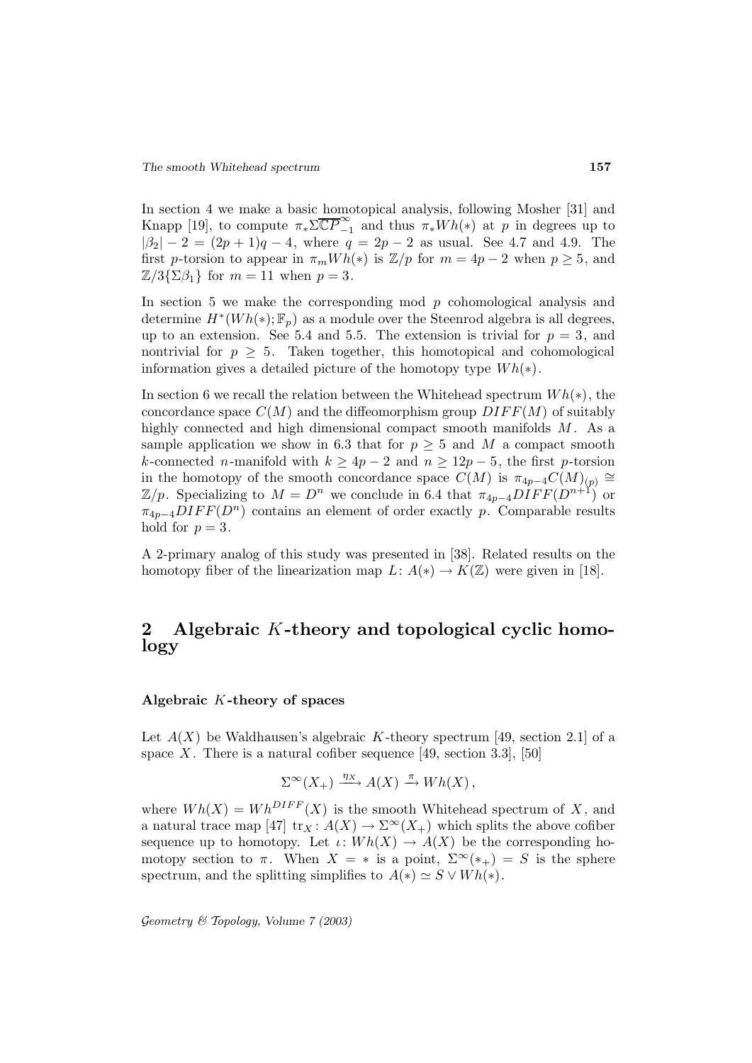In section 4 we make a basic homotopical analysis, following Mosher [31] and Knapp [19], to compute $\pi_* \Sigma \overline{\mathbb{C}P}^{\infty}_{-1}$ and thus $\pi_* Wh(*)$ at $p$ in degrees up to $|\beta_2| - 2 = (2p+1)q - 4$, where $q = 2p - 2$ as usual. See 4.7 and 4.9. The first $p$-torsion to appear in $\pi_m Wh(*)$ is $\mathbb{Z}/p$ for $m = 4p - 2$ when $p \geq 5$, and $\mathbb{Z}/3\{\Sigma\beta_1\}$ for $m = 11$ when $p = 3$.

In section 5 we make the corresponding mod $p$ cohomological analysis and determine $H^*(Wh(*); \mathbb{F}_p)$ as a module over the Steenrod algebra is all degrees, up to an extension. See 5.4 and 5.5. The extension is trivial for $p = 3$, and nontrivial for $p \geq 5$. Taken together, this homotopical and cohomological information gives a detailed picture of the homotopy type $Wh(*)$.

In section 6 we recall the relation between the Whitehead spectrum $Wh(*)$, the concordance space $C(M)$ and the diffeomorphism group $DIFF(M)$ of suitably highly connected and high dimensional compact smooth manifolds $M$. As a sample application we show in 6.3 that for $p \geq 5$ and $M$ a compact smooth $k$-connected $n$-manifold with $k \geq 4p - 2$ and $n \geq 12p - 5$, the first $p$-torsion in the homotopy of the smooth concordance space $C(M)$ is $\pi_{4p-4} C(M)_{(p)} \cong \mathbb{Z}/p$. Specializing to $M = D^n$ we conclude in 6.4 that $\pi_{4p-4} DIFF(D^{n+1})$ or $\pi_{4p-4} DIFF(D^n)$ contains an element of order exactly $p$. Comparable results hold for $p = 3$.

A 2-primary analog of this study was presented in [38]. Related results on the homotopy fiber of the linearization map $L \colon A(*) \to K(\mathbb{Z})$ were given in [18].

## 2 Algebraic $K$-theory and topological cyclic homology

### Algebraic $K$-theory of spaces

Let $A(X)$ be Waldhausen's algebraic $K$-theory spectrum [49, section 2.1] of a space $X$. There is a natural cofiber sequence [49, section 3.3], [50]

$$\Sigma^\infty(X_+) \xrightarrow{\eta_X} A(X) \xrightarrow{\pi} Wh(X) \,,$$

where $Wh(X) = Wh^{DIFF}(X)$ is the smooth Whitehead spectrum of $X$, and a natural trace map [47] $\mathrm{tr}_X \colon A(X) \to \Sigma^\infty(X_+)$ which splits the above cofiber sequence up to homotopy. Let $\iota \colon Wh(X) \to A(X)$ be the corresponding homotopy section to $\pi$. When $X = *$ is a point, $\Sigma^\infty(*_+) = S$ is the sphere spectrum, and the splitting simplifies to $A(*) \simeq S \vee Wh(*)$.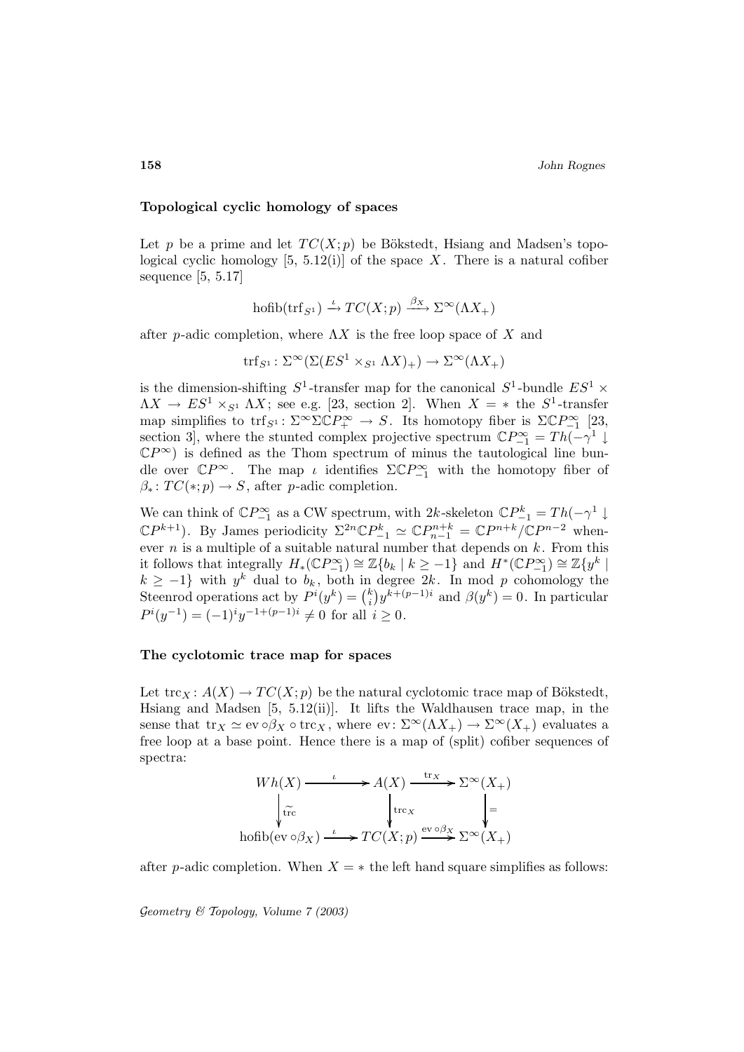**Topological cyclic homology of spaces**

Let $p$ be a prime and let $TC(X;p)$ be Bökstedt, Hsiang and Madsen's topological cyclic homology [5, 5.12(i)] of the space $X$. There is a natural cofiber sequence [5, 5.17]

$$\mathrm{hofib}(\mathrm{trf}_{S^1}) \xrightarrow{\iota} TC(X;p) \xrightarrow{\beta_X} \Sigma^\infty(\Lambda X_+)$$

after $p$-adic completion, where $\Lambda X$ is the free loop space of $X$ and

$$\mathrm{trf}_{S^1} \colon \Sigma^\infty(\Sigma(ES^1 \times_{S^1} \Lambda X)_+) \to \Sigma^\infty(\Lambda X_+)$$

is the dimension-shifting $S^1$-transfer map for the canonical $S^1$-bundle $ES^1 \times \Lambda X \to ES^1 \times_{S^1} \Lambda X$; see e.g. [23, section 2]. When $X = *$ the $S^1$-transfer map simplifies to $\mathrm{trf}_{S^1} \colon \Sigma^\infty \Sigma \mathbb{C}P^\infty_+ \to S$. Its homotopy fiber is $\Sigma \mathbb{C}P^\infty_{-1}$ [23, section 3], where the stunted complex projective spectrum $\mathbb{C}P^\infty_{-1} = Th(-\gamma^1 \downarrow \mathbb{C}P^\infty)$ is defined as the Thom spectrum of minus the tautological line bundle over $\mathbb{C}P^\infty$. The map $\iota$ identifies $\Sigma \mathbb{C}P^\infty_{-1}$ with the homotopy fiber of $\beta_* \colon TC(*;p) \to S$, after $p$-adic completion.

We can think of $\mathbb{C}P^\infty_{-1}$ as a CW spectrum, with $2k$-skeleton $\mathbb{C}P^k_{-1} = Th(-\gamma^1 \downarrow \mathbb{C}P^{k+1})$. By James periodicity $\Sigma^{2n}\mathbb{C}P^k_{-1} \simeq \mathbb{C}P^{n+k}_{n-1} = \mathbb{C}P^{n+k}/\mathbb{C}P^{n-2}$ whenever $n$ is a multiple of a suitable natural number that depends on $k$. From this it follows that integrally $H_*(\mathbb{C}P^\infty_{-1}) \cong \mathbb{Z}\{b_k \mid k \geq -1\}$ and $H^*(\mathbb{C}P^\infty_{-1}) \cong \mathbb{Z}\{y^k \mid k \geq -1\}$ with $y^k$ dual to $b_k$, both in degree $2k$. In mod $p$ cohomology the Steenrod operations act by $P^i(y^k) = \binom{k}{i} y^{k+(p-1)i}$ and $\beta(y^k) = 0$. In particular $P^i(y^{-1}) = (-1)^i y^{-1+(p-1)i} \neq 0$ for all $i \geq 0$.

**The cyclotomic trace map for spaces**

Let $\mathrm{trc}_X \colon A(X) \to TC(X;p)$ be the natural cyclotomic trace map of Bökstedt, Hsiang and Madsen [5, 5.12(ii)]. It lifts the Waldhausen trace map, in the sense that $\mathrm{tr}_X \simeq \mathrm{ev} \circ \beta_X \circ \mathrm{trc}_X$, where $\mathrm{ev} \colon \Sigma^\infty(\Lambda X_+) \to \Sigma^\infty(X_+)$ evaluates a free loop at a base point. Hence there is a map of (split) cofiber sequences of spectra:

$$\begin{array}{ccccc}
Wh(X) & \xrightarrow{\iota} & A(X) & \xrightarrow{\mathrm{tr}_X} & \Sigma^\infty(X_+) \\
\Big\downarrow{\scriptstyle \widetilde{\mathrm{trc}}} & & \Big\downarrow{\scriptstyle \mathrm{trc}_X} & & \Big\downarrow{\scriptstyle =} \\
\mathrm{hofib}(\mathrm{ev} \circ \beta_X) & \xrightarrow{\iota} & TC(X;p) & \xrightarrow{\mathrm{ev} \circ \beta_X} & \Sigma^\infty(X_+)
\end{array}$$

after $p$-adic completion. When $X = *$ the left hand square simplifies as follows: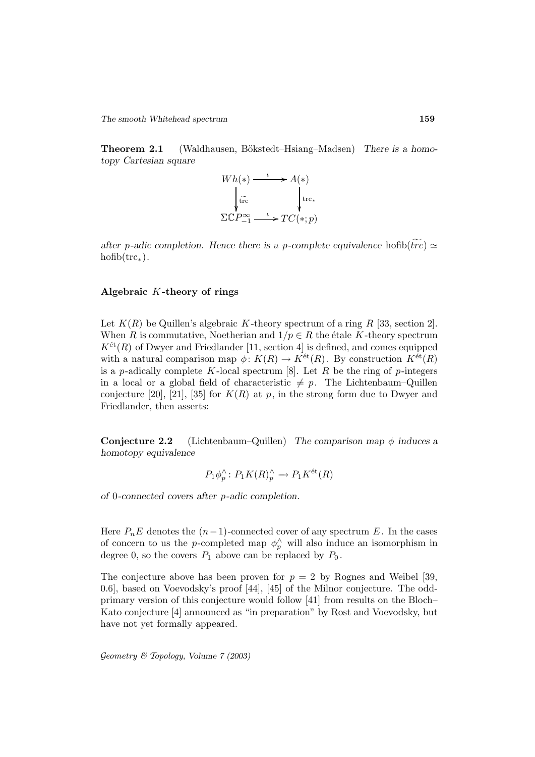**Theorem 2.1** (Waldhausen, Bökstedt–Hsiang–Madsen) *There is a homotopy Cartesian square*

$$\begin{array}{ccc} Wh(*) & \xrightarrow{\iota} & A(*) \\ \Big\downarrow \widetilde{\mathrm{trc}} & & \Big\downarrow \mathrm{trc}_* \\ \Sigma \mathbb{C}P^{\infty}_{-1} & \xrightarrow{\iota} & TC(*;p) \end{array}$$

*after $p$-adic completion. Hence there is a $p$-complete equivalence* $\mathrm{hofib}(\widetilde{trc}) \simeq \mathrm{hofib}(\mathrm{trc}_*)$.

### Algebraic $K$-theory of rings

Let $K(R)$ be Quillen's algebraic $K$-theory spectrum of a ring $R$ [33, section 2]. When $R$ is commutative, Noetherian and $1/p \in R$ the étale $K$-theory spectrum $K^{\text{ét}}(R)$ of Dwyer and Friedlander [11, section 4] is defined, and comes equipped with a natural comparison map $\phi\colon K(R) \to K^{\text{ét}}(R)$. By construction $K^{\text{ét}}(R)$ is a $p$-adically complete $K$-local spectrum [8]. Let $R$ be the ring of $p$-integers in a local or a global field of characteristic $\neq p$. The Lichtenbaum–Quillen conjecture [20], [21], [35] for $K(R)$ at $p$, in the strong form due to Dwyer and Friedlander, then asserts:

**Conjecture 2.2** (Lichtenbaum–Quillen) *The comparison map $\phi$ induces a homotopy equivalence*

$$P_1\phi^{\wedge}_p \colon P_1 K(R)^{\wedge}_p \to P_1 K^{\text{ét}}(R)$$

*of 0-connected covers after $p$-adic completion.*

Here $P_n E$ denotes the $(n-1)$-connected cover of any spectrum $E$. In the cases of concern to us the $p$-completed map $\phi^{\wedge}_p$ will also induce an isomorphism in degree 0, so the covers $P_1$ above can be replaced by $P_0$.

The conjecture above has been proven for $p = 2$ by Rognes and Weibel [39, 0.6], based on Voevodsky's proof [44], [45] of the Milnor conjecture. The odd-primary version of this conjecture would follow [41] from results on the Bloch–Kato conjecture [4] announced as "in preparation" by Rost and Voevodsky, but have not yet formally appeared.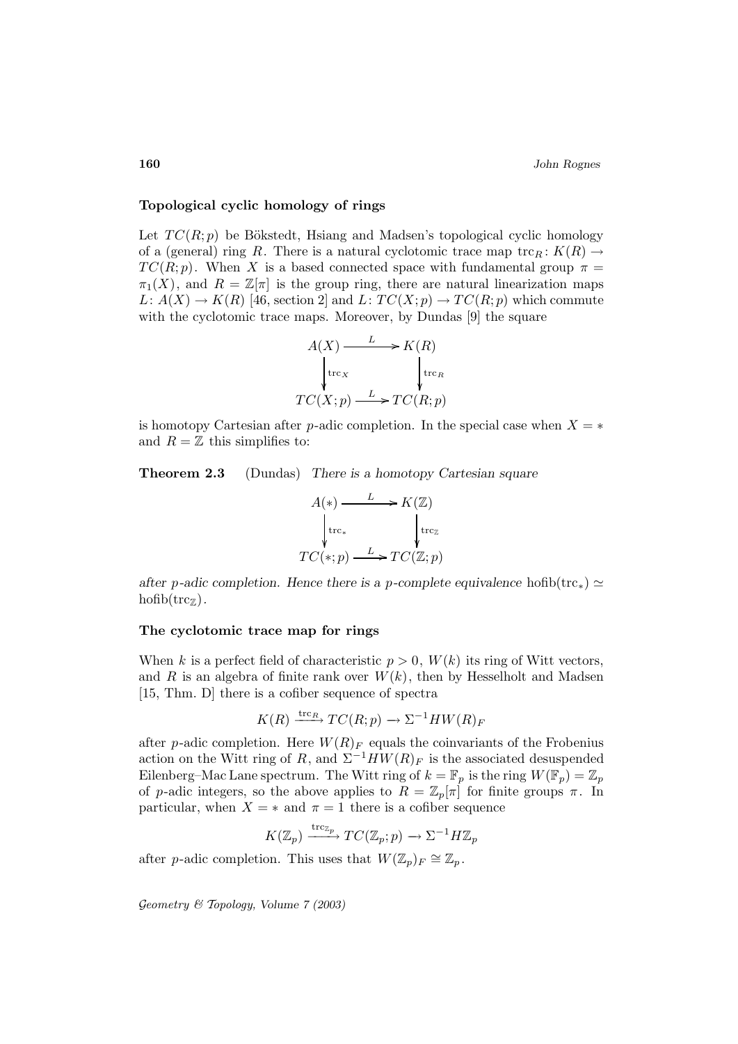### Topological cyclic homology of rings

Let $TC(R;p)$ be Bökstedt, Hsiang and Madsen's topological cyclic homology of a (general) ring $R$. There is a natural cyclotomic trace map $\mathrm{trc}_R \colon K(R) \to TC(R;p)$. When $X$ is a based connected space with fundamental group $\pi = \pi_1(X)$, and $R = \mathbb{Z}[\pi]$ is the group ring, there are natural linearization maps $L \colon A(X) \to K(R)$ [46, section 2] and $L \colon TC(X;p) \to TC(R;p)$ which commute with the cyclotomic trace maps. Moreover, by Dundas [9] the square

$$\begin{array}{ccc} A(X) & \xrightarrow{L} & K(R) \\ \Big\downarrow{\scriptstyle \mathrm{trc}_X} & & \Big\downarrow{\scriptstyle \mathrm{trc}_R} \\ TC(X;p) & \xrightarrow{L} & TC(R;p) \end{array}$$

is homotopy Cartesian after $p$-adic completion. In the special case when $X = *$ and $R = \mathbb{Z}$ this simplifies to:

**Theorem 2.3** (Dundas) *There is a homotopy Cartesian square*

$$\begin{array}{ccc} A(*) & \xrightarrow{L} & K(\mathbb{Z}) \\ \Big\downarrow{\scriptstyle \mathrm{trc}_*} & & \Big\downarrow{\scriptstyle \mathrm{trc}_{\mathbb{Z}}} \\ TC(*;p) & \xrightarrow{L} & TC(\mathbb{Z};p) \end{array}$$

*after $p$-adic completion. Hence there is a $p$-complete equivalence* $\mathrm{hofib}(\mathrm{trc}_*) \simeq \mathrm{hofib}(\mathrm{trc}_{\mathbb{Z}})$.

### The cyclotomic trace map for rings

When $k$ is a perfect field of characteristic $p > 0$, $W(k)$ its ring of Witt vectors, and $R$ is an algebra of finite rank over $W(k)$, then by Hesselholt and Madsen [15, Thm. D] there is a cofiber sequence of spectra

$$K(R) \xrightarrow{\mathrm{trc}_R} TC(R;p) \to \Sigma^{-1} HW(R)_F$$

after $p$-adic completion. Here $W(R)_F$ equals the coinvariants of the Frobenius action on the Witt ring of $R$, and $\Sigma^{-1}HW(R)_F$ is the associated desuspended Eilenberg–Mac Lane spectrum. The Witt ring of $k = \mathbb{F}_p$ is the ring $W(\mathbb{F}_p) = \mathbb{Z}_p$ of $p$-adic integers, so the above applies to $R = \mathbb{Z}_p[\pi]$ for finite groups $\pi$. In particular, when $X = *$ and $\pi = 1$ there is a cofiber sequence

$$K(\mathbb{Z}_p) \xrightarrow{\mathrm{trc}_{\mathbb{Z}_p}} TC(\mathbb{Z}_p;p) \to \Sigma^{-1} H\mathbb{Z}_p$$

after $p$-adic completion. This uses that $W(\mathbb{Z}_p)_F \cong \mathbb{Z}_p$.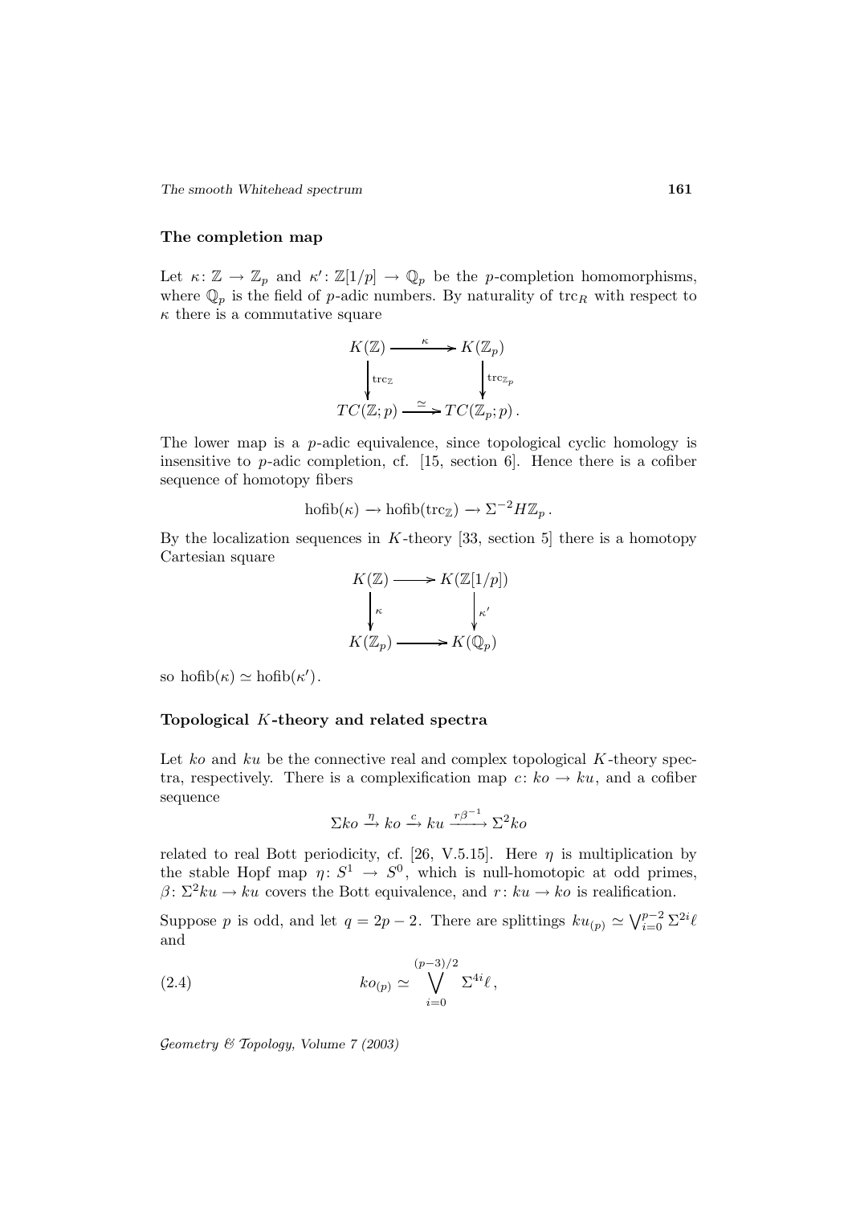### The completion map

Let $\kappa\colon \mathbb{Z} \to \mathbb{Z}_p$ and $\kappa'\colon \mathbb{Z}[1/p] \to \mathbb{Q}_p$ be the $p$-completion homomorphisms, where $\mathbb{Q}_p$ is the field of $p$-adic numbers. By naturality of $\mathrm{trc}_R$ with respect to $\kappa$ there is a commutative square

$$\begin{array}{ccc} K(\mathbb{Z}) & \xrightarrow{\kappa} & K(\mathbb{Z}_p) \\ \Big\downarrow{\scriptstyle \mathrm{trc}_{\mathbb{Z}}} & & \Big\downarrow{\scriptstyle \mathrm{trc}_{\mathbb{Z}_p}} \\ TC(\mathbb{Z};p) & \xrightarrow{\simeq} & TC(\mathbb{Z}_p;p)\,. \end{array}$$

The lower map is a $p$-adic equivalence, since topological cyclic homology is insensitive to $p$-adic completion, cf. [15, section 6]. Hence there is a cofiber sequence of homotopy fibers

$$\mathrm{hofib}(\kappa) \to \mathrm{hofib}(\mathrm{trc}_{\mathbb{Z}}) \to \Sigma^{-2} H\mathbb{Z}_p\,.$$

By the localization sequences in $K$-theory [33, section 5] there is a homotopy Cartesian square

$$\begin{array}{ccc} K(\mathbb{Z}) & \longrightarrow & K(\mathbb{Z}[1/p]) \\ \Big\downarrow{\scriptstyle \kappa} & & \Big\downarrow{\scriptstyle \kappa'} \\ K(\mathbb{Z}_p) & \longrightarrow & K(\mathbb{Q}_p) \end{array}$$

so $\mathrm{hofib}(\kappa) \simeq \mathrm{hofib}(\kappa')$.

### Topological $K$-theory and related spectra

Let $ko$ and $ku$ be the connective real and complex topological $K$-theory spectra, respectively. There is a complexification map $c\colon ko \to ku$, and a cofiber sequence

$$\Sigma ko \xrightarrow{\eta} ko \xrightarrow{c} ku \xrightarrow{r\beta^{-1}} \Sigma^2 ko$$

related to real Bott periodicity, cf. [26, V.5.15]. Here $\eta$ is multiplication by the stable Hopf map $\eta\colon S^1 \to S^0$, which is null-homotopic at odd primes, $\beta\colon \Sigma^2 ku \to ku$ covers the Bott equivalence, and $r\colon ku \to ko$ is realification.

Suppose $p$ is odd, and let $q = 2p-2$. There are splittings $ku_{(p)} \simeq \bigvee_{i=0}^{p-2} \Sigma^{2i}\ell$ and

$$ko_{(p)} \simeq \bigvee_{i=0}^{(p-3)/2} \Sigma^{4i}\ell\,, \tag{2.4}$$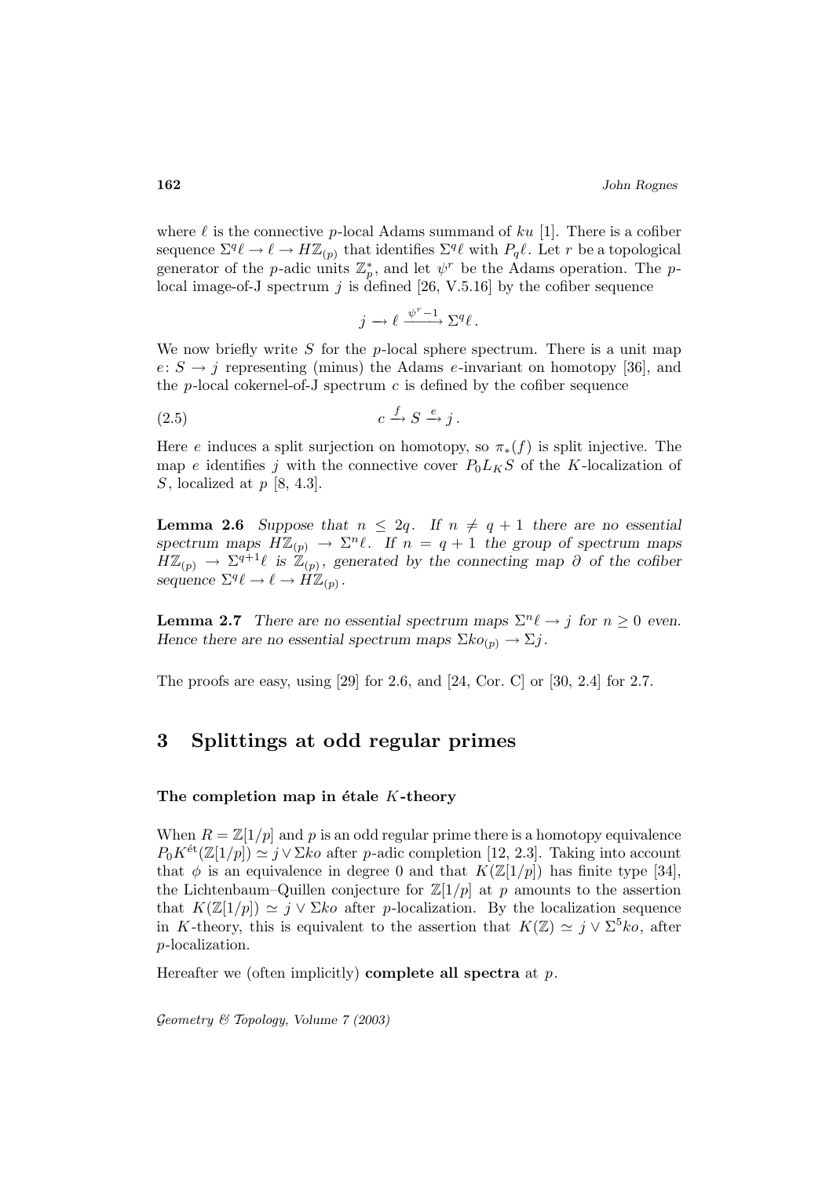where $\ell$ is the connective $p$-local Adams summand of $ku$ [1]. There is a cofiber sequence $\Sigma^q \ell \to \ell \to H\mathbb{Z}_{(p)}$ that identifies $\Sigma^q \ell$ with $P_q \ell$. Let $r$ be a topological generator of the $p$-adic units $\mathbb{Z}_p^*$, and let $\psi^r$ be the Adams operation. The $p$-local image-of-J spectrum $j$ is defined [26, V.5.16] by the cofiber sequence

$$j \to \ell \xrightarrow{\psi^r - 1} \Sigma^q \ell \,.$$

We now briefly write $S$ for the $p$-local sphere spectrum. There is a unit map $e\colon S \to j$ representing (minus) the Adams $e$-invariant on homotopy [36], and the $p$-local cokernel-of-J spectrum $c$ is defined by the cofiber sequence

$$c \xrightarrow{f} S \xrightarrow{e} j \,. \tag{2.5}$$

Here $e$ induces a split surjection on homotopy, so $\pi_*(f)$ is split injective. The map $e$ identifies $j$ with the connective cover $P_0 L_K S$ of the $K$-localization of $S$, localized at $p$ [8, 4.3].

**Lemma 2.6** *Suppose that $n \le 2q$. If $n \ne q+1$ there are no essential spectrum maps $H\mathbb{Z}_{(p)} \to \Sigma^n \ell$. If $n = q+1$ the group of spectrum maps $H\mathbb{Z}_{(p)} \to \Sigma^{q+1}\ell$ is $\mathbb{Z}_{(p)}$, generated by the connecting map $\partial$ of the cofiber sequence $\Sigma^q \ell \to \ell \to H\mathbb{Z}_{(p)}$.*

**Lemma 2.7** *There are no essential spectrum maps $\Sigma^n \ell \to j$ for $n \ge 0$ even. Hence there are no essential spectrum maps $\Sigma ko_{(p)} \to \Sigma j$.*

The proofs are easy, using [29] for 2.6, and [24, Cor. C] or [30, 2.4] for 2.7.

# 3 Splittings at odd regular primes

### The completion map in étale $K$-theory

When $R = \mathbb{Z}[1/p]$ and $p$ is an odd regular prime there is a homotopy equivalence $P_0 K^{\text{ét}}(\mathbb{Z}[1/p]) \simeq j \vee \Sigma ko$ after $p$-adic completion [12, 2.3]. Taking into account that $\phi$ is an equivalence in degree 0 and that $K(\mathbb{Z}[1/p])$ has finite type [34], the Lichtenbaum–Quillen conjecture for $\mathbb{Z}[1/p]$ at $p$ amounts to the assertion that $K(\mathbb{Z}[1/p]) \simeq j \vee \Sigma ko$ after $p$-localization. By the localization sequence in $K$-theory, this is equivalent to the assertion that $K(\mathbb{Z}) \simeq j \vee \Sigma^5 ko$, after $p$-localization.

Hereafter we (often implicitly) **complete all spectra** at $p$.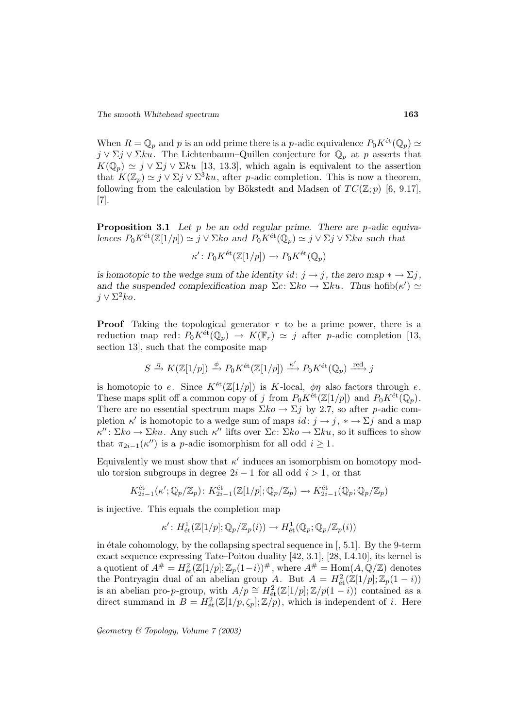When $R = \mathbb{Q}_p$ and $p$ is an odd prime there is a $p$-adic equivalence $P_0K^{\text{ét}}(\mathbb{Q}_p) \simeq j \vee \Sigma j \vee \Sigma ku$. The Lichtenbaum–Quillen conjecture for $\mathbb{Q}_p$ at $p$ asserts that $K(\mathbb{Q}_p) \simeq j \vee \Sigma j \vee \Sigma ku$ [13, 13.3], which again is equivalent to the assertion that $K(\mathbb{Z}_p) \simeq j \vee \Sigma j \vee \Sigma^3 ku$, after $p$-adic completion. This is now a theorem, following from the calculation by Bökstedt and Madsen of $TC(\mathbb{Z};p)$ [6, 9.17], [7].

**Proposition 3.1** *Let $p$ be an odd regular prime. There are $p$-adic equivalences $P_0K^{\text{ét}}(\mathbb{Z}[1/p]) \simeq j \vee \Sigma ko$ and $P_0K^{\text{ét}}(\mathbb{Q}_p) \simeq j \vee \Sigma j \vee \Sigma ku$ such that*

$$\kappa' \colon P_0K^{\text{ét}}(\mathbb{Z}[1/p]) \to P_0K^{\text{ét}}(\mathbb{Q}_p)$$

*is homotopic to the wedge sum of the identity $id\colon j \to j$, the zero map $* \to \Sigma j$, and the suspended complexification map $\Sigma c\colon \Sigma ko \to \Sigma ku$. Thus $\text{hofib}(\kappa') \simeq j \vee \Sigma^2 ko$.*

**Proof** Taking the topological generator $r$ to be a prime power, there is a reduction map red: $P_0K^{\text{ét}}(\mathbb{Q}_p) \to K(\mathbb{F}_r) \simeq j$ after $p$-adic completion [13, section 13], such that the composite map

$$S \xrightarrow{\eta} K(\mathbb{Z}[1/p]) \xrightarrow{\phi} P_0K^{\text{ét}}(\mathbb{Z}[1/p]) \xrightarrow{\kappa'} P_0K^{\text{ét}}(\mathbb{Q}_p) \xrightarrow{\text{red}} j$$

is homotopic to $e$. Since $K^{\text{ét}}(\mathbb{Z}[1/p])$ is $K$-local, $\phi\eta$ also factors through $e$. These maps split off a common copy of $j$ from $P_0K^{\text{ét}}(\mathbb{Z}[1/p])$ and $P_0K^{\text{ét}}(\mathbb{Q}_p)$. There are no essential spectrum maps $\Sigma ko \to \Sigma j$ by 2.7, so after $p$-adic completion $\kappa'$ is homotopic to a wedge sum of maps $id\colon j \to j$, $* \to \Sigma j$ and a map $\kappa''\colon \Sigma ko \to \Sigma ku$. Any such $\kappa''$ lifts over $\Sigma c\colon \Sigma ko \to \Sigma ku$, so it suffices to show that $\pi_{2i-1}(\kappa'')$ is a $p$-adic isomorphism for all odd $i \geq 1$.

Equivalently we must show that $\kappa'$ induces an isomorphism on homotopy modulo torsion subgroups in degree $2i-1$ for all odd $i > 1$, or that

$$K^{\text{ét}}_{2i-1}(\kappa'; \mathbb{Q}_p/\mathbb{Z}_p)\colon K^{\text{ét}}_{2i-1}(\mathbb{Z}[1/p]; \mathbb{Q}_p/\mathbb{Z}_p) \to K^{\text{ét}}_{2i-1}(\mathbb{Q}_p; \mathbb{Q}_p/\mathbb{Z}_p)$$

is injective. This equals the completion map

$$\kappa'\colon H^1_{\text{ét}}(\mathbb{Z}[1/p]; \mathbb{Q}_p/\mathbb{Z}_p(i)) \to H^1_{\text{ét}}(\mathbb{Q}_p; \mathbb{Q}_p/\mathbb{Z}_p(i))$$

in étale cohomology, by the collapsing spectral sequence in [, 5.1]. By the 9-term exact sequence expressing Tate–Poitou duality [42, 3.1], [28, I.4.10], its kernel is a quotient of $A^\# = H^2_{\text{ét}}(\mathbb{Z}[1/p]; \mathbb{Z}_p(1-i))^\#$, where $A^\# = \text{Hom}(A, \mathbb{Q}/\mathbb{Z})$ denotes the Pontryagin dual of an abelian group $A$. But $A = H^2_{\text{ét}}(\mathbb{Z}[1/p]; \mathbb{Z}_p(1-i))$ is an abelian pro-$p$-group, with $A/p \cong H^2_{\text{ét}}(\mathbb{Z}[1/p]; \mathbb{Z}/p(1-i))$ contained as a direct summand in $B = H^2_{\text{ét}}(\mathbb{Z}[1/p, \zeta_p]; \mathbb{Z}/p)$, which is independent of $i$. Here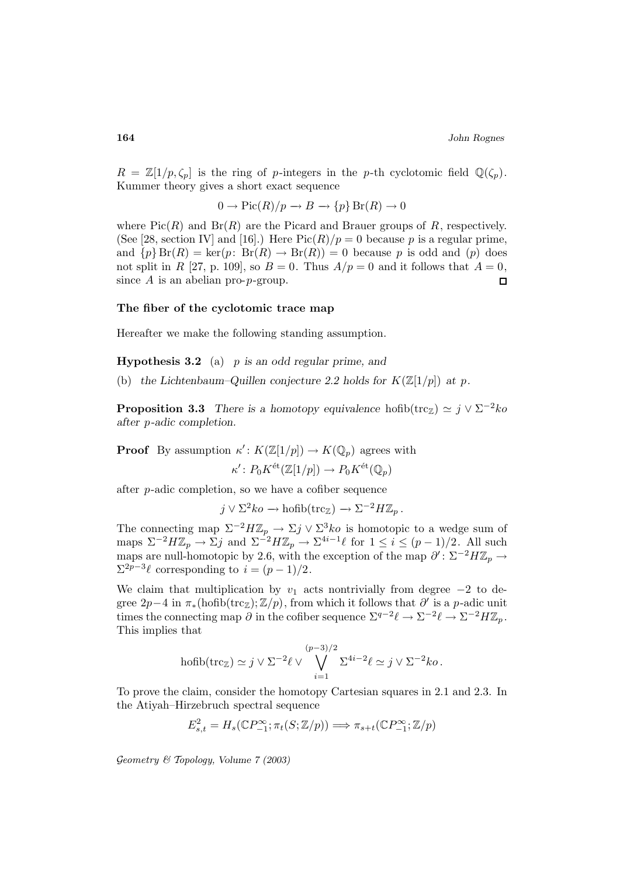$R = \mathbb{Z}[1/p, \zeta_p]$ is the ring of $p$-integers in the $p$-th cyclotomic field $\mathbb{Q}(\zeta_p)$. Kummer theory gives a short exact sequence

$$0 \to \operatorname{Pic}(R)/p \to B \to \{p\} \operatorname{Br}(R) \to 0$$

where $\operatorname{Pic}(R)$ and $\operatorname{Br}(R)$ are the Picard and Brauer groups of $R$, respectively. (See [28, section IV] and [16].) Here $\operatorname{Pic}(R)/p = 0$ because $p$ is a regular prime, and $\{p\} \operatorname{Br}(R) = \ker(p\colon \operatorname{Br}(R) \to \operatorname{Br}(R)) = 0$ because $p$ is odd and $(p)$ does not split in $R$ [27, p. 109], so $B = 0$. Thus $A/p = 0$ and it follows that $A = 0$, since $A$ is an abelian pro-$p$-group. □

### The fiber of the cyclotomic trace map

Hereafter we make the following standing assumption.

**Hypothesis 3.2** (a) *$p$ is an odd regular prime, and*

(b) *the Lichtenbaum–Quillen conjecture 2.2 holds for $K(\mathbb{Z}[1/p])$ at $p$.*

**Proposition 3.3** *There is a homotopy equivalence* $\operatorname{hofib}(\operatorname{trc}_{\mathbb{Z}}) \simeq j \vee \Sigma^{-2} ko$ *after $p$-adic completion.*

**Proof** By assumption $\kappa' \colon K(\mathbb{Z}[1/p]) \to K(\mathbb{Q}_p)$ agrees with

$$\kappa' \colon P_0 K^{\text{ét}}(\mathbb{Z}[1/p]) \to P_0 K^{\text{ét}}(\mathbb{Q}_p)$$

after $p$-adic completion, so we have a cofiber sequence

$$j \vee \Sigma^2 ko \to \operatorname{hofib}(\operatorname{trc}_{\mathbb{Z}}) \to \Sigma^{-2} H\mathbb{Z}_p\,.$$

The connecting map $\Sigma^{-2} H\mathbb{Z}_p \to \Sigma j \vee \Sigma^3 ko$ is homotopic to a wedge sum of maps $\Sigma^{-2} H\mathbb{Z}_p \to \Sigma j$ and $\Sigma^{-2} H\mathbb{Z}_p \to \Sigma^{4i-1} \ell$ for $1 \leq i \leq (p-1)/2$. All such maps are null-homotopic by 2.6, with the exception of the map $\partial' \colon \Sigma^{-2} H\mathbb{Z}_p \to \Sigma^{2p-3} \ell$ corresponding to $i = (p-1)/2$.

We claim that multiplication by $v_1$ acts nontrivially from degree $-2$ to degree $2p-4$ in $\pi_*(\operatorname{hofib}(\operatorname{trc}_{\mathbb{Z}}); \mathbb{Z}/p)$, from which it follows that $\partial'$ is a $p$-adic unit times the connecting map $\partial$ in the cofiber sequence $\Sigma^{q-2} \ell \to \Sigma^{-2} \ell \to \Sigma^{-2} H\mathbb{Z}_p$. This implies that

$$\operatorname{hofib}(\operatorname{trc}_{\mathbb{Z}}) \simeq j \vee \Sigma^{-2} \ell \vee \bigvee_{i=1}^{(p-3)/2} \Sigma^{4i-2} \ell \simeq j \vee \Sigma^{-2} ko\,.$$

To prove the claim, consider the homotopy Cartesian squares in 2.1 and 2.3. In the Atiyah–Hirzebruch spectral sequence

$$E^2_{s,t} = H_s(\mathbb{C}P^\infty_{-1}; \pi_t(S; \mathbb{Z}/p)) \Longrightarrow \pi_{s+t}(\mathbb{C}P^\infty_{-1}; \mathbb{Z}/p)$$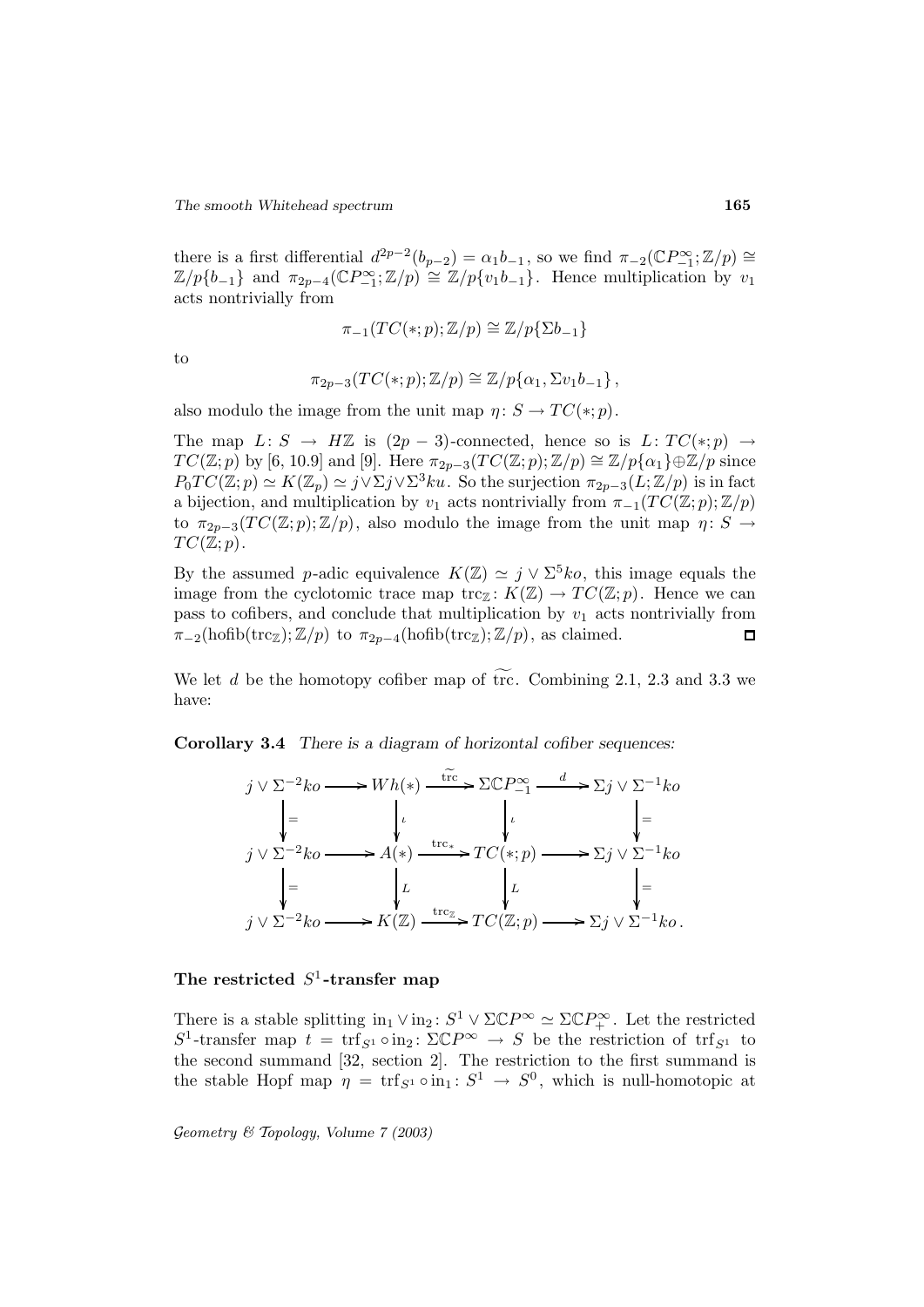there is a first differential $d^{2p-2}(b_{p-2}) = \alpha_1 b_{-1}$, so we find $\pi_{-2}(\mathbb{C}P^\infty_{-1}; \mathbb{Z}/p) \cong \mathbb{Z}/p\{b_{-1}\}$ and $\pi_{2p-4}(\mathbb{C}P^\infty_{-1}; \mathbb{Z}/p) \cong \mathbb{Z}/p\{v_1 b_{-1}\}$. Hence multiplication by $v_1$ acts nontrivially from

$$\pi_{-1}(TC(*;p); \mathbb{Z}/p) \cong \mathbb{Z}/p\{\Sigma b_{-1}\}$$

to

$$\pi_{2p-3}(TC(*;p); \mathbb{Z}/p) \cong \mathbb{Z}/p\{\alpha_1, \Sigma v_1 b_{-1}\}\,,$$

also modulo the image from the unit map $\eta\colon S \to TC(*;p)$.

The map $L\colon S \to H\mathbb{Z}$ is $(2p-3)$-connected, hence so is $L\colon TC(*;p) \to TC(\mathbb{Z};p)$ by [6, 10.9] and [9]. Here $\pi_{2p-3}(TC(\mathbb{Z};p); \mathbb{Z}/p) \cong \mathbb{Z}/p\{\alpha_1\} \oplus \mathbb{Z}/p$ since $P_0 TC(\mathbb{Z};p) \simeq K(\mathbb{Z}_p) \simeq j \vee \Sigma j \vee \Sigma^3 ku$. So the surjection $\pi_{2p-3}(L; \mathbb{Z}/p)$ is in fact a bijection, and multiplication by $v_1$ acts nontrivially from $\pi_{-1}(TC(\mathbb{Z};p); \mathbb{Z}/p)$ to $\pi_{2p-3}(TC(\mathbb{Z};p); \mathbb{Z}/p)$, also modulo the image from the unit map $\eta\colon S \to TC(\mathbb{Z};p)$.

By the assumed $p$-adic equivalence $K(\mathbb{Z}) \simeq j \vee \Sigma^5 ko$, this image equals the image from the cyclotomic trace map $\mathrm{trc}_{\mathbb{Z}}\colon K(\mathbb{Z}) \to TC(\mathbb{Z};p)$. Hence we can pass to cofibers, and conclude that multiplication by $v_1$ acts nontrivially from $\pi_{-2}(\mathrm{hofib}(\mathrm{trc}_{\mathbb{Z}}); \mathbb{Z}/p)$ to $\pi_{2p-4}(\mathrm{hofib}(\mathrm{trc}_{\mathbb{Z}}); \mathbb{Z}/p)$, as claimed. $\square$

We let $d$ be the homotopy cofiber map of $\widetilde{\mathrm{trc}}$. Combining 2.1, 2.3 and 3.3 we have:

**Corollary 3.4** *There is a diagram of horizontal cofiber sequences:*

$$\begin{array}{ccccccc}
j \vee \Sigma^{-2} ko & \longrightarrow & Wh(*) & \xrightarrow{\widetilde{\mathrm{trc}}} & \Sigma \mathbb{C}P^\infty_{-1} & \xrightarrow{d} & \Sigma j \vee \Sigma^{-1} ko \\
\downarrow{=} & & \downarrow{\iota} & & \downarrow{\iota} & & \downarrow{=} \\
j \vee \Sigma^{-2} ko & \longrightarrow & A(*) & \xrightarrow{\mathrm{trc}_*} & TC(*;p) & \longrightarrow & \Sigma j \vee \Sigma^{-1} ko \\
\downarrow{=} & & \downarrow{L} & & \downarrow{L} & & \downarrow{=} \\
j \vee \Sigma^{-2} ko & \longrightarrow & K(\mathbb{Z}) & \xrightarrow{\mathrm{trc}_{\mathbb{Z}}} & TC(\mathbb{Z};p) & \longrightarrow & \Sigma j \vee \Sigma^{-1} ko\,.
\end{array}$$

### The restricted $S^1$-transfer map

There is a stable splitting $\mathrm{in}_1 \vee \mathrm{in}_2\colon S^1 \vee \Sigma \mathbb{C}P^\infty \simeq \Sigma \mathbb{C}P^\infty_+$. Let the restricted $S^1$-transfer map $t = \mathrm{trf}_{S^1} \circ \mathrm{in}_2\colon \Sigma \mathbb{C}P^\infty \to S$ be the restriction of $\mathrm{trf}_{S^1}$ to the second summand [32, section 2]. The restriction to the first summand is the stable Hopf map $\eta = \mathrm{trf}_{S^1} \circ \mathrm{in}_1\colon S^1 \to S^0$, which is null-homotopic at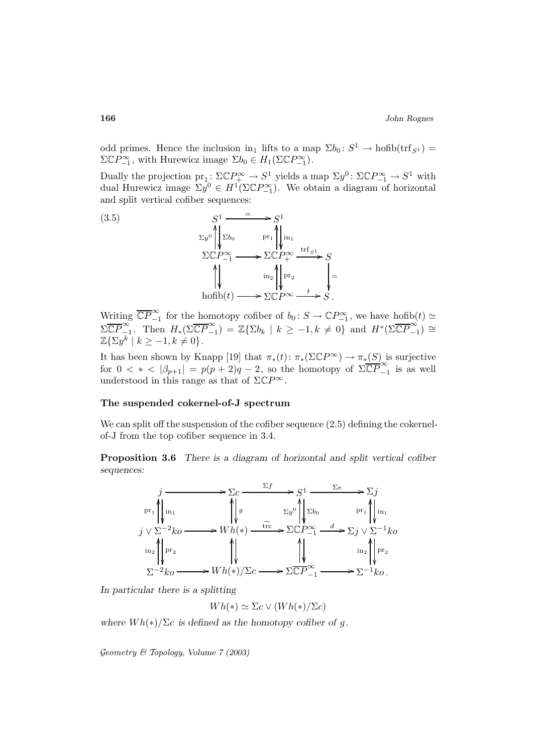odd primes. Hence the inclusion $\mathrm{in}_1$ lifts to a map $\Sigma b_0 \colon S^1 \to \mathrm{hofib}(\mathrm{trf}_{S^1}) = \Sigma\mathbb{C}P^\infty_{-1}$, with Hurewicz image $\Sigma b_0 \in H_1(\Sigma\mathbb{C}P^\infty_{-1})$.

Dually the projection $\mathrm{pr}_1 \colon \Sigma\mathbb{C}P^\infty_+ \to S^1$ yields a map $\Sigma y^0 \colon \Sigma\mathbb{C}P^\infty_{-1} \to S^1$ with dual Hurewicz image $\Sigma y^0 \in H^1(\Sigma\mathbb{C}P^\infty_{-1})$. We obtain a diagram of horizontal and split vertical cofiber sequences:

$$(3.5)\qquad \begin{array}{ccccc}
S^1 & \xrightarrow{=} & S^1 & & \\
\Sigma y^0 \uparrow\downarrow \Sigma b_0 & & \mathrm{pr}_1 \uparrow\downarrow \mathrm{in}_1 & & \\
\Sigma\mathbb{C}P^\infty_{-1} & \longrightarrow & \Sigma\mathbb{C}P^\infty_+ & \xrightarrow{\mathrm{trf}_{S^1}} & S \\
\uparrow\downarrow & & \mathrm{in}_2 \uparrow\downarrow \mathrm{pr}_2 & & \downarrow = \\
\mathrm{hofib}(t) & \longrightarrow & \Sigma\mathbb{C}P^\infty & \xrightarrow{t} & S\,.
\end{array}$$

Writing $\overline{\mathbb{C}P}^\infty_{-1}$ for the homotopy cofiber of $b_0 \colon S \to \mathbb{C}P^\infty_{-1}$, we have $\mathrm{hofib}(t) \simeq \Sigma\overline{\mathbb{C}P}^\infty_{-1}$. Then $H_*(\Sigma\overline{\mathbb{C}P}^\infty_{-1}) = \mathbb{Z}\{\Sigma b_k \mid k \geq -1, k \neq 0\}$ and $H^*(\Sigma\overline{\mathbb{C}P}^\infty_{-1}) \cong \mathbb{Z}\{\Sigma y^k \mid k \geq -1, k \neq 0\}$.

It has been shown by Knapp [19] that $\pi_*(t) \colon \pi_*(\Sigma\mathbb{C}P^\infty) \to \pi_*(S)$ is surjective for $0 < * < |\beta_{p+1}| = p(p+2)q - 2$, so the homotopy of $\Sigma\overline{\mathbb{C}P}^\infty_{-1}$ is as well understood in this range as that of $\Sigma\mathbb{C}P^\infty$.

### The suspended cokernel-of-J spectrum

We can split off the suspension of the cofiber sequence (2.5) defining the cokernel-of-J from the top cofiber sequence in 3.4.

**Proposition 3.6** *There is a diagram of horizontal and split vertical cofiber sequences:*

$$\begin{array}{ccccccc}
j & \longrightarrow & \Sigma c & \xrightarrow{\Sigma f} & S^1 & \xrightarrow{\Sigma e} & \Sigma j \\
\mathrm{pr}_1 \uparrow\downarrow \mathrm{in}_1 & & \uparrow\downarrow g & & \Sigma y^0 \uparrow\downarrow \Sigma b_0 & & \mathrm{pr}_1 \uparrow\downarrow \mathrm{in}_1 \\
j \vee \Sigma^{-2}ko & \longrightarrow & Wh(*) & \xrightarrow{\widetilde{\mathrm{trc}}} & \Sigma\mathbb{C}P^\infty_{-1} & \xrightarrow{d} & \Sigma j \vee \Sigma^{-1}ko \\
\mathrm{in}_2 \uparrow\downarrow \mathrm{pr}_2 & & \uparrow\downarrow & & \uparrow\downarrow & & \mathrm{in}_2 \uparrow\downarrow \mathrm{pr}_2 \\
\Sigma^{-2}ko & \longrightarrow & Wh(*)/\Sigma c & \longrightarrow & \Sigma\overline{\mathbb{C}P}^\infty_{-1} & \longrightarrow & \Sigma^{-1}ko\,.
\end{array}$$

*In particular there is a splitting*

$$Wh(*) \simeq \Sigma c \vee (Wh(*)/\Sigma c)$$

*where $Wh(*)/\Sigma c$ is defined as the homotopy cofiber of $g$.*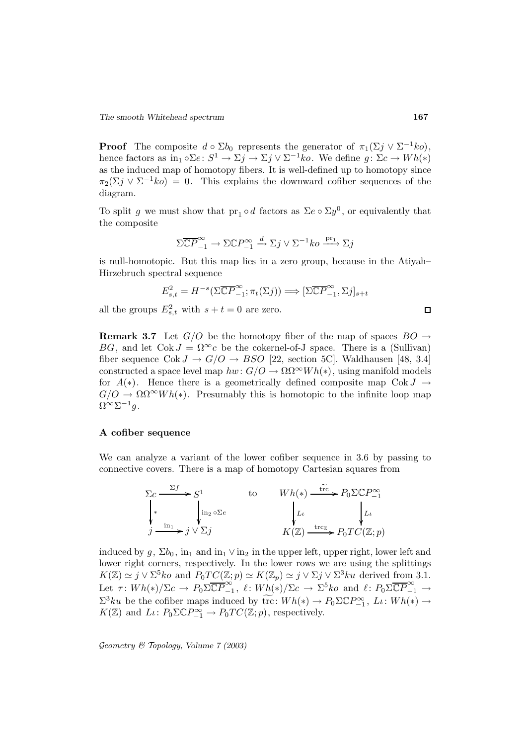**Proof** The composite $d \circ \Sigma b_0$ represents the generator of $\pi_1(\Sigma j \vee \Sigma^{-1}ko)$, hence factors as $\mathrm{in}_1 \circ \Sigma e \colon S^1 \to \Sigma j \to \Sigma j \vee \Sigma^{-1}ko$. We define $g \colon \Sigma c \to Wh(*)$ as the induced map of homotopy fibers. It is well-defined up to homotopy since $\pi_2(\Sigma j \vee \Sigma^{-1}ko) = 0$. This explains the downward cofiber sequences of the diagram.

To split $g$ we must show that $\mathrm{pr}_1 \circ d$ factors as $\Sigma e \circ \Sigma y^0$, or equivalently that the composite

$$\Sigma\overline{\mathbb{C}P}^{\infty}_{-1} \to \Sigma\mathbb{C}P^{\infty}_{-1} \xrightarrow{d} \Sigma j \vee \Sigma^{-1}ko \xrightarrow{\mathrm{pr}_1} \Sigma j$$

is null-homotopic. But this map lies in a zero group, because in the Atiyah–Hirzebruch spectral sequence

$$E^2_{s,t} = H^{-s}(\Sigma\overline{\mathbb{C}P}^{\infty}_{-1}; \pi_t(\Sigma j)) \Longrightarrow [\Sigma\overline{\mathbb{C}P}^{\infty}_{-1}, \Sigma j]_{s+t}$$

all the groups $E^2_{s,t}$ with $s+t=0$ are zero. $\square$

**Remark 3.7** Let $G/O$ be the homotopy fiber of the map of spaces $BO \to BG$, and let $\mathrm{Cok}\, J = \Omega^\infty c$ be the cokernel-of-J space. There is a (Sullivan) fiber sequence $\mathrm{Cok}\, J \to G/O \to BSO$ [22, section 5C]. Waldhausen [48, 3.4] constructed a space level map $hw \colon G/O \to \Omega\Omega^\infty Wh(*)$, using manifold models for $A(*)$. Hence there is a geometrically defined composite map $\mathrm{Cok}\, J \to G/O \to \Omega\Omega^\infty Wh(*)$. Presumably this is homotopic to the infinite loop map $\Omega^\infty\Sigma^{-1}g$.

### A cofiber sequence

We can analyze a variant of the lower cofiber sequence in 3.6 by passing to connective covers. There is a map of homotopy Cartesian squares from

$$\begin{array}{ccc}
\Sigma c & \xrightarrow{\Sigma f} & S^1 \\
\downarrow{\scriptstyle *} & & \downarrow{\scriptstyle \mathrm{in}_2 \circ \Sigma e} \\
j & \xrightarrow{\mathrm{in}_1} & j \vee \Sigma j
\end{array}
\qquad \text{to} \qquad
\begin{array}{ccc}
Wh(*) & \xrightarrow{\widetilde{\mathrm{trc}}} & P_0\Sigma\mathbb{C}P^{\infty}_{-1} \\
\downarrow{\scriptstyle L\iota} & & \downarrow{\scriptstyle L\iota} \\
K(\mathbb{Z}) & \xrightarrow{\mathrm{trc}_{\mathbb{Z}}} & P_0TC(\mathbb{Z};p)
\end{array}$$

induced by $g$, $\Sigma b_0$, $\mathrm{in}_1$ and $\mathrm{in}_1 \vee \mathrm{in}_2$ in the upper left, upper right, lower left and lower right corners, respectively. In the lower rows we are using the splittings $K(\mathbb{Z}) \simeq j \vee \Sigma^5 ko$ and $P_0TC(\mathbb{Z};p) \simeq K(\mathbb{Z}_p) \simeq j \vee \Sigma j \vee \Sigma^3 ku$ derived from 3.1. Let $\tau \colon Wh(*)/\Sigma c \to P_0\Sigma\overline{\mathbb{C}P}^{\infty}_{-1}$, $\ell \colon Wh(*)/\Sigma c \to \Sigma^5 ko$ and $\ell \colon P_0\Sigma\overline{\mathbb{C}P}^{\infty}_{-1} \to \Sigma^3 ku$ be the cofiber maps induced by $\widetilde{\mathrm{trc}} \colon Wh(*) \to P_0\Sigma\mathbb{C}P^{\infty}_{-1}$, $L\iota \colon Wh(*) \to K(\mathbb{Z})$ and $L\iota \colon P_0\Sigma\mathbb{C}P^{\infty}_{-1} \to P_0TC(\mathbb{Z};p)$, respectively.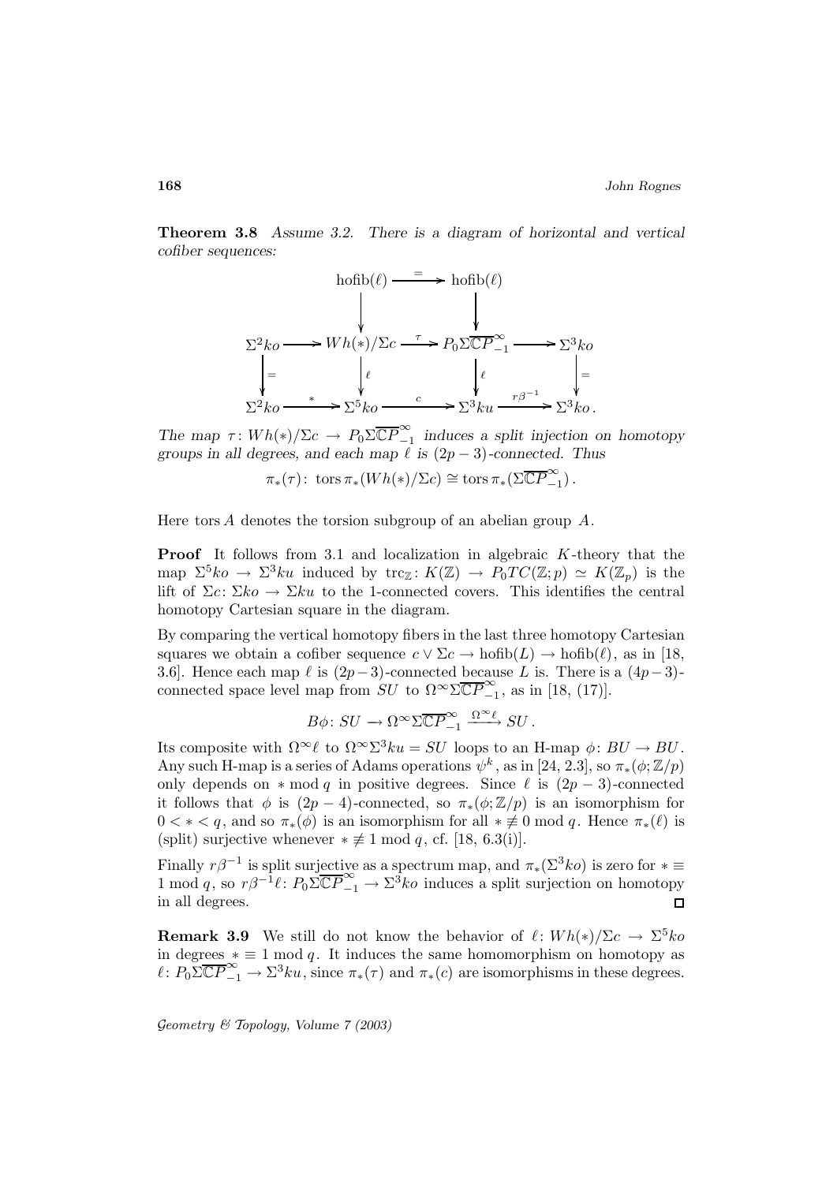**Theorem 3.8** *Assume 3.2. There is a diagram of horizontal and vertical cofiber sequences:*

$$\begin{array}{ccccccc}
 & & \mathrm{hofib}(\ell) & \xrightarrow{=} & \mathrm{hofib}(\ell) & & \\
 & & \downarrow & & \downarrow & & \\
\Sigma^2 ko & \longrightarrow & Wh(*)/\Sigma c & \xrightarrow{\tau} & P_0\Sigma\overline{\mathbb{C}P}^{\infty}_{-1} & \longrightarrow & \Sigma^3 ko \\
\downarrow{=} & & \downarrow{\ell} & & \downarrow{\ell} & & \downarrow{=} \\
\Sigma^2 ko & \xrightarrow{*} & \Sigma^5 ko & \xrightarrow{c} & \Sigma^3 ku & \xrightarrow{r\beta^{-1}} & \Sigma^3 ko\,.
\end{array}$$

*The map $\tau\colon Wh(*)/\Sigma c \to P_0\Sigma\overline{\mathbb{C}P}^{\infty}_{-1}$ induces a split injection on homotopy groups in all degrees, and each map $\ell$ is $(2p-3)$-connected. Thus*

$$\pi_*(\tau)\colon \operatorname{tors}\pi_*(Wh(*)/\Sigma c) \cong \operatorname{tors}\pi_*(\Sigma\overline{\mathbb{C}P}^{\infty}_{-1})\,.$$

Here $\operatorname{tors} A$ denotes the torsion subgroup of an abelian group $A$.

**Proof** It follows from 3.1 and localization in algebraic $K$-theory that the map $\Sigma^5 ko \to \Sigma^3 ku$ induced by $\mathrm{trc}_{\mathbb{Z}}\colon K(\mathbb{Z}) \to P_0TC(\mathbb{Z};p) \simeq K(\mathbb{Z}_p)$ is the lift of $\Sigma c\colon \Sigma ko \to \Sigma ku$ to the 1-connected covers. This identifies the central homotopy Cartesian square in the diagram.

By comparing the vertical homotopy fibers in the last three homotopy Cartesian squares we obtain a cofiber sequence $c \vee \Sigma c \to \mathrm{hofib}(L) \to \mathrm{hofib}(\ell)$, as in [18, 3.6]. Hence each map $\ell$ is $(2p-3)$-connected because $L$ is. There is a $(4p-3)$-connected space level map from $SU$ to $\Omega^\infty\Sigma\overline{\mathbb{C}P}^{\infty}_{-1}$, as in [18, (17)].

$$B\phi\colon SU \to \Omega^\infty\Sigma\overline{\mathbb{C}P}^{\infty}_{-1} \xrightarrow{\Omega^\infty\ell} SU\,.$$

Its composite with $\Omega^\infty\ell$ to $\Omega^\infty\Sigma^3 ku = SU$ loops to an H-map $\phi\colon BU \to BU$. Any such H-map is a series of Adams operations $\psi^k$, as in [24, 2.3], so $\pi_*(\phi;\mathbb{Z}/p)$ only depends on $* \bmod q$ in positive degrees. Since $\ell$ is $(2p-3)$-connected it follows that $\phi$ is $(2p-4)$-connected, so $\pi_*(\phi;\mathbb{Z}/p)$ is an isomorphism for $0 < * < q$, and so $\pi_*(\phi)$ is an isomorphism for all $* \not\equiv 0 \bmod q$. Hence $\pi_*(\ell)$ is (split) surjective whenever $* \not\equiv 1 \bmod q$, cf. [18, 6.3(i)].

Finally $r\beta^{-1}$ is split surjective as a spectrum map, and $\pi_*(\Sigma^3 ko)$ is zero for $* \equiv 1 \bmod q$, so $r\beta^{-1}\ell\colon P_0\Sigma\overline{\mathbb{C}P}^{\infty}_{-1} \to \Sigma^3 ko$ induces a split surjection on homotopy in all degrees. □

**Remark 3.9** We still do not know the behavior of $\ell\colon Wh(*)/\Sigma c \to \Sigma^5 ko$ in degrees $* \equiv 1 \bmod q$. It induces the same homomorphism on homotopy as $\ell\colon P_0\Sigma\overline{\mathbb{C}P}^{\infty}_{-1} \to \Sigma^3 ku$, since $\pi_*(\tau)$ and $\pi_*(c)$ are isomorphisms in these degrees.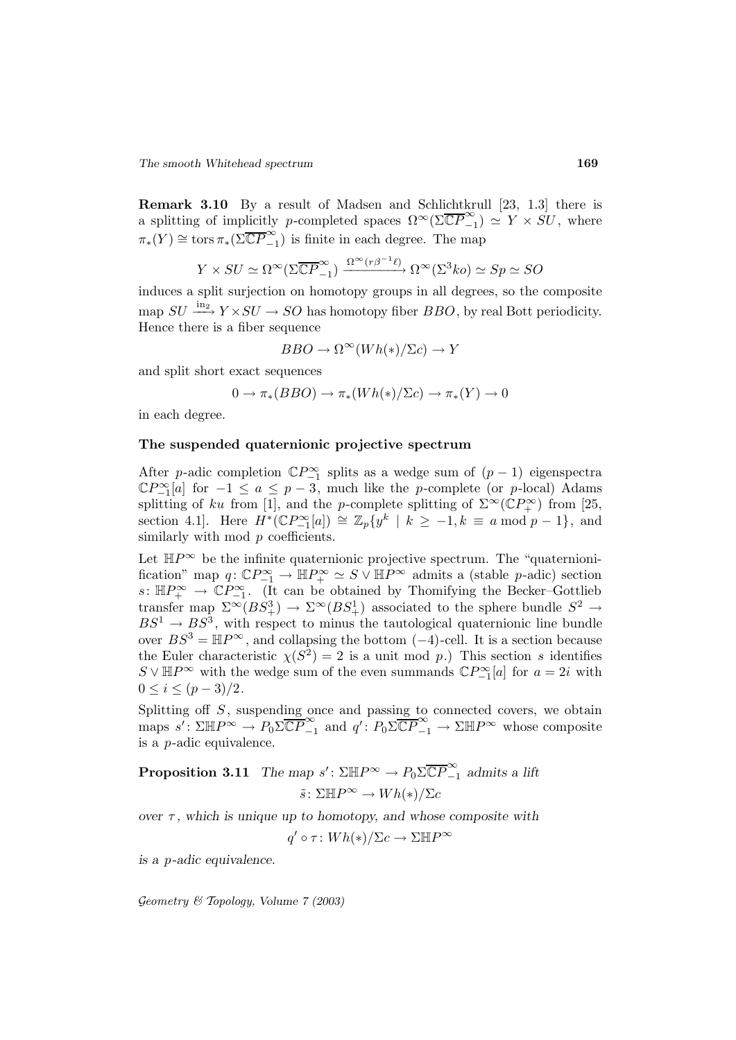**Remark 3.10** By a result of Madsen and Schlichtkrull [23, 1.3] there is a splitting of implicitly $p$-completed spaces $\Omega^\infty(\Sigma\overline{\mathbb{C}P}^\infty_{-1}) \simeq Y \times SU$, where $\pi_*(Y) \cong \operatorname{tors} \pi_*(\Sigma\overline{\mathbb{C}P}^\infty_{-1})$ is finite in each degree. The map

$$Y \times SU \simeq \Omega^\infty(\Sigma\overline{\mathbb{C}P}^\infty_{-1}) \xrightarrow{\Omega^\infty(r\beta^{-1}\ell)} \Omega^\infty(\Sigma^3 ko) \simeq Sp \simeq SO$$

induces a split surjection on homotopy groups in all degrees, so the composite map $SU \xrightarrow{\text{in}_2} Y \times SU \to SO$ has homotopy fiber $BBO$, by real Bott periodicity. Hence there is a fiber sequence

$$BBO \to \Omega^\infty(Wh(*)/\Sigma c) \to Y$$

and split short exact sequences

$$0 \to \pi_*(BBO) \to \pi_*(Wh(*)/\Sigma c) \to \pi_*(Y) \to 0$$

in each degree.

### The suspended quaternionic projective spectrum

After $p$-adic completion $\mathbb{C}P^\infty_{-1}$ splits as a wedge sum of $(p-1)$ eigenspectra $\mathbb{C}P^\infty_{-1}[a]$ for $-1 \le a \le p-3$, much like the $p$-complete (or $p$-local) Adams splitting of $ku$ from [1], and the $p$-complete splitting of $\Sigma^\infty(\mathbb{C}P^\infty_+)$ from [25, section 4.1]. Here $H^*(\mathbb{C}P^\infty_{-1}[a]) \cong \mathbb{Z}_p\{y^k \mid k \ge -1, k \equiv a \bmod p-1\}$, and similarly with mod $p$ coefficients.

Let $\mathbb{H}P^\infty$ be the infinite quaternionic projective spectrum. The "quaternionification" map $q\colon \mathbb{C}P^\infty_{-1} \to \mathbb{H}P^\infty_+ \simeq S \vee \mathbb{H}P^\infty$ admits a (stable $p$-adic) section $s\colon \mathbb{H}P^\infty_+ \to \mathbb{C}P^\infty_{-1}$. (It can be obtained by Thomifying the Becker–Gottlieb transfer map $\Sigma^\infty(BS^3_+) \to \Sigma^\infty(BS^1_+)$ associated to the sphere bundle $S^2 \to BS^1 \to BS^3$, with respect to minus the tautological quaternionic line bundle over $BS^3 = \mathbb{H}P^\infty$, and collapsing the bottom $(-4)$-cell. It is a section because the Euler characteristic $\chi(S^2) = 2$ is a unit mod $p$.) This section $s$ identifies $S \vee \mathbb{H}P^\infty$ with the wedge sum of the even summands $\mathbb{C}P^\infty_{-1}[a]$ for $a = 2i$ with $0 \le i \le (p-3)/2$.

Splitting off $S$, suspending once and passing to connected covers, we obtain maps $s'\colon \Sigma\mathbb{H}P^\infty \to P_0\Sigma\overline{\mathbb{C}P}^\infty_{-1}$ and $q'\colon P_0\Sigma\overline{\mathbb{C}P}^\infty_{-1} \to \Sigma\mathbb{H}P^\infty$ whose composite is a $p$-adic equivalence.

**Proposition 3.11** *The map $s'\colon \Sigma\mathbb{H}P^\infty \to P_0\Sigma\overline{\mathbb{C}P}^\infty_{-1}$ admits a lift*

$$\tilde{s}\colon \Sigma\mathbb{H}P^\infty \to Wh(*)/\Sigma c$$

*over $\tau$, which is unique up to homotopy, and whose composite with*

$$q' \circ \tau\colon Wh(*)/\Sigma c \to \Sigma\mathbb{H}P^\infty$$

*is a $p$-adic equivalence.*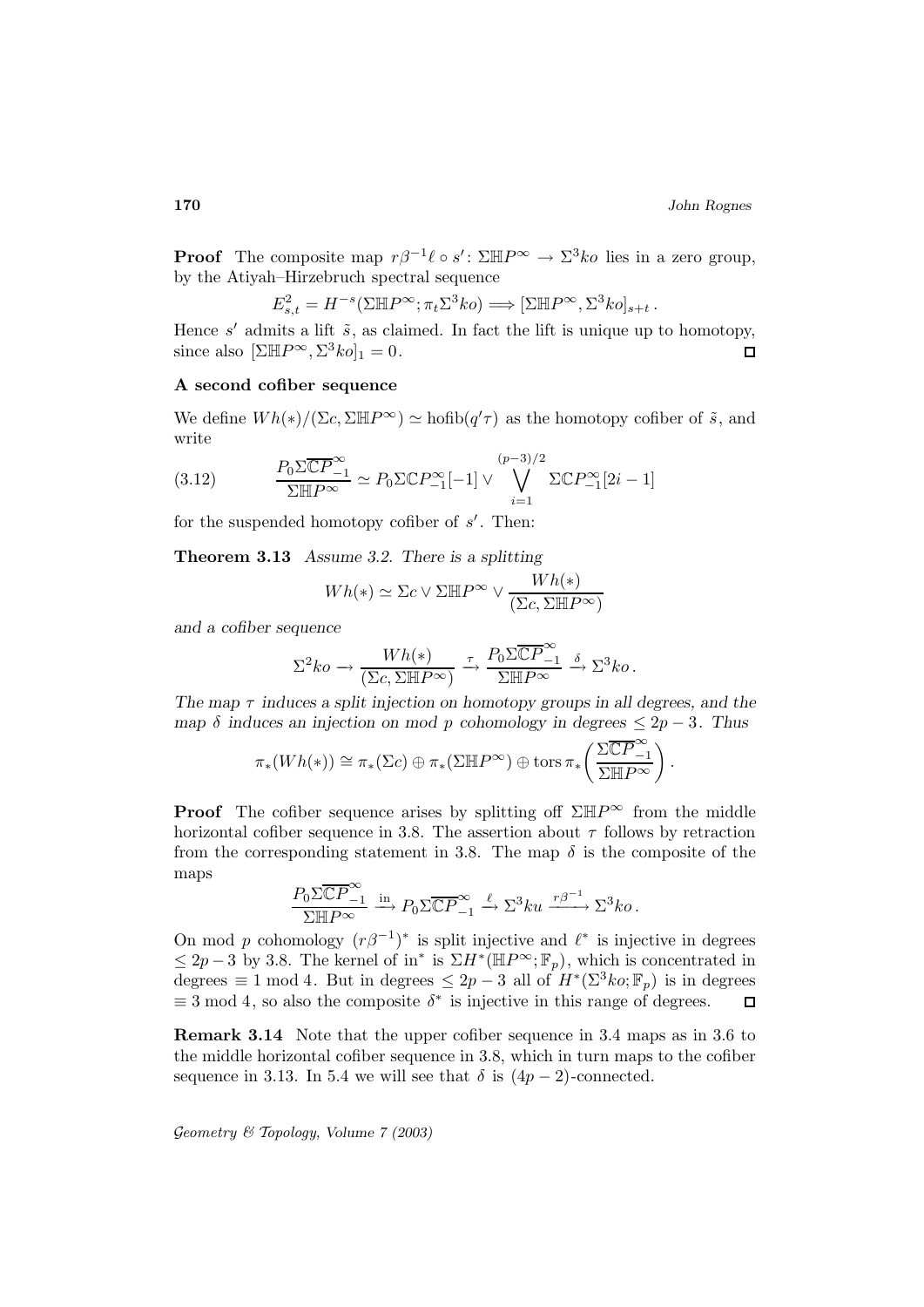**Proof** The composite map $r\beta^{-1}\ell \circ s' \colon \Sigma\mathbb{H}P^\infty \to \Sigma^3 ko$ lies in a zero group, by the Atiyah–Hirzebruch spectral sequence

$$E^2_{s,t} = H^{-s}(\Sigma\mathbb{H}P^\infty; \pi_t\Sigma^3 ko) \Longrightarrow [\Sigma\mathbb{H}P^\infty, \Sigma^3 ko]_{s+t}\,.$$

Hence $s'$ admits a lift $\tilde{s}$, as claimed. In fact the lift is unique up to homotopy, since also $[\Sigma\mathbb{H}P^\infty, \Sigma^3 ko]_1 = 0$. $\square$

### A second cofiber sequence

We define $Wh(*)/(\Sigma c, \Sigma\mathbb{H}P^\infty) \simeq \operatorname{hofib}(q'\tau)$ as the homotopy cofiber of $\tilde{s}$, and write

$$\frac{P_0\Sigma\overline{\mathbb{C}P}^\infty_{-1}}{\Sigma\mathbb{H}P^\infty} \simeq P_0\Sigma\mathbb{C}P^\infty_{-1}[-1] \vee \bigvee_{i=1}^{(p-3)/2} \Sigma\mathbb{C}P^\infty_{-1}[2i-1] \tag{3.12}$$

for the suspended homotopy cofiber of $s'$. Then:

**Theorem 3.13** *Assume 3.2. There is a splitting*

$$Wh(*) \simeq \Sigma c \vee \Sigma\mathbb{H}P^\infty \vee \frac{Wh(*)}{(\Sigma c, \Sigma\mathbb{H}P^\infty)}$$

*and a cofiber sequence*

$$\Sigma^2 ko \longrightarrow \frac{Wh(*)}{(\Sigma c, \Sigma\mathbb{H}P^\infty)} \xrightarrow{\tau} \frac{P_0\Sigma\overline{\mathbb{C}P}^\infty_{-1}}{\Sigma\mathbb{H}P^\infty} \xrightarrow{\delta} \Sigma^3 ko\,.$$

*The map $\tau$ induces a split injection on homotopy groups in all degrees, and the map $\delta$ induces an injection on mod $p$ cohomology in degrees $\le 2p-3$. Thus*

$$\pi_*(Wh(*)) \cong \pi_*(\Sigma c) \oplus \pi_*(\Sigma\mathbb{H}P^\infty) \oplus \operatorname{tors}\pi_*\left(\frac{\Sigma\overline{\mathbb{C}P}^\infty_{-1}}{\Sigma\mathbb{H}P^\infty}\right).$$

**Proof** The cofiber sequence arises by splitting off $\Sigma\mathbb{H}P^\infty$ from the middle horizontal cofiber sequence in 3.8. The assertion about $\tau$ follows by retraction from the corresponding statement in 3.8. The map $\delta$ is the composite of the maps

$$\frac{P_0\Sigma\overline{\mathbb{C}P}^\infty_{-1}}{\Sigma\mathbb{H}P^\infty} \xrightarrow{\text{in}} P_0\Sigma\overline{\mathbb{C}P}^\infty_{-1} \xrightarrow{\ell} \Sigma^3 ku \xrightarrow{r\beta^{-1}} \Sigma^3 ko\,.$$

On mod $p$ cohomology $(r\beta^{-1})^*$ is split injective and $\ell^*$ is injective in degrees $\le 2p-3$ by 3.8. The kernel of $\text{in}^*$ is $\Sigma H^*(\mathbb{H}P^\infty; \mathbb{F}_p)$, which is concentrated in degrees $\equiv 1 \bmod 4$. But in degrees $\le 2p-3$ all of $H^*(\Sigma^3 ko; \mathbb{F}_p)$ is in degrees $\equiv 3 \bmod 4$, so also the composite $\delta^*$ is injective in this range of degrees. $\square$

**Remark 3.14** Note that the upper cofiber sequence in 3.4 maps as in 3.6 to the middle horizontal cofiber sequence in 3.8, which in turn maps to the cofiber sequence in 3.13. In 5.4 we will see that $\delta$ is $(4p-2)$-connected.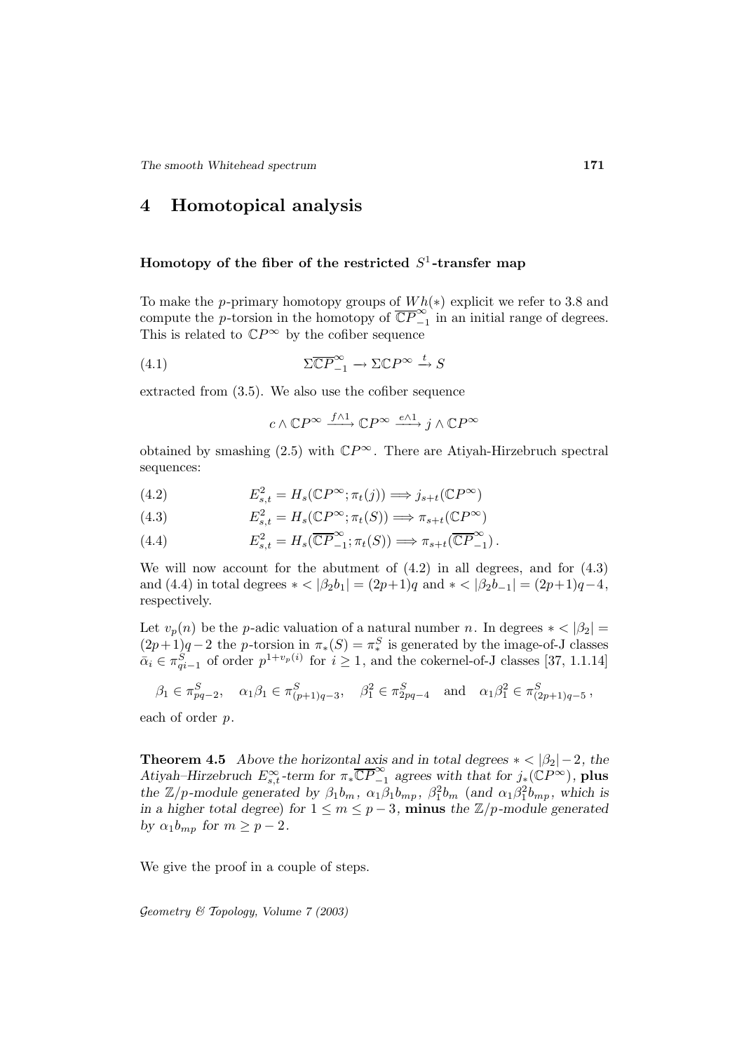## 4 Homotopical analysis

### Homotopy of the fiber of the restricted $S^1$-transfer map

To make the $p$-primary homotopy groups of $Wh(*)$ explicit we refer to 3.8 and compute the $p$-torsion in the homotopy of $\overline{\mathbb{C}P}^{\infty}_{-1}$ in an initial range of degrees. This is related to $\mathbb{C}P^\infty$ by the cofiber sequence

$$\Sigma\overline{\mathbb{C}P}^{\infty}_{-1} \to \Sigma\mathbb{C}P^\infty \xrightarrow{t} S \tag{4.1}$$

extracted from (3.5). We also use the cofiber sequence

$$c \wedge \mathbb{C}P^\infty \xrightarrow{f\wedge 1} \mathbb{C}P^\infty \xrightarrow{e\wedge 1} j \wedge \mathbb{C}P^\infty$$

obtained by smashing (2.5) with $\mathbb{C}P^\infty$. There are Atiyah-Hirzebruch spectral sequences:

$$E^2_{s,t} = H_s(\mathbb{C}P^\infty; \pi_t(j)) \Longrightarrow j_{s+t}(\mathbb{C}P^\infty) \tag{4.2}$$

$$E^2_{s,t} = H_s(\mathbb{C}P^\infty; \pi_t(S)) \Longrightarrow \pi_{s+t}(\mathbb{C}P^\infty) \tag{4.3}$$

$$E^2_{s,t} = H_s(\overline{\mathbb{C}P}^{\infty}_{-1}; \pi_t(S)) \Longrightarrow \pi_{s+t}(\overline{\mathbb{C}P}^{\infty}_{-1})\,. \tag{4.4}$$

We will now account for the abutment of (4.2) in all degrees, and for (4.3) and (4.4) in total degrees $* < |\beta_2 b_1| = (2p+1)q$ and $* < |\beta_2 b_{-1}| = (2p+1)q-4$, respectively.

Let $v_p(n)$ be the $p$-adic valuation of a natural number $n$. In degrees $* < |\beta_2| = (2p+1)q-2$ the $p$-torsion in $\pi_*(S) = \pi_*^S$ is generated by the image-of-J classes $\bar\alpha_i \in \pi^S_{qi-1}$ of order $p^{1+v_p(i)}$ for $i \geq 1$, and the cokernel-of-J classes [37, 1.1.14]

$$\beta_1 \in \pi^S_{pq-2}, \quad \alpha_1\beta_1 \in \pi^S_{(p+1)q-3}, \quad \beta_1^2 \in \pi^S_{2pq-4} \quad \text{and} \quad \alpha_1\beta_1^2 \in \pi^S_{(2p+1)q-5}\,,$$

each of order $p$.

**Theorem 4.5** *Above the horizontal axis and in total degrees $* < |\beta_2|-2$, the Atiyah–Hirzebruch $E^\infty_{s,t}$-term for $\pi_*\overline{\mathbb{C}P}^{\infty}_{-1}$ agrees with that for $j_*(\mathbb{C}P^\infty)$,* **plus** *the $\mathbb{Z}/p$-module generated by $\beta_1 b_m$, $\alpha_1\beta_1 b_{mp}$, $\beta_1^2 b_m$ (and $\alpha_1\beta_1^2 b_{mp}$, which is in a higher total degree) for $1 \leq m \leq p-3$,* **minus** *the $\mathbb{Z}/p$-module generated by $\alpha_1 b_{mp}$ for $m \geq p-2$.*

We give the proof in a couple of steps.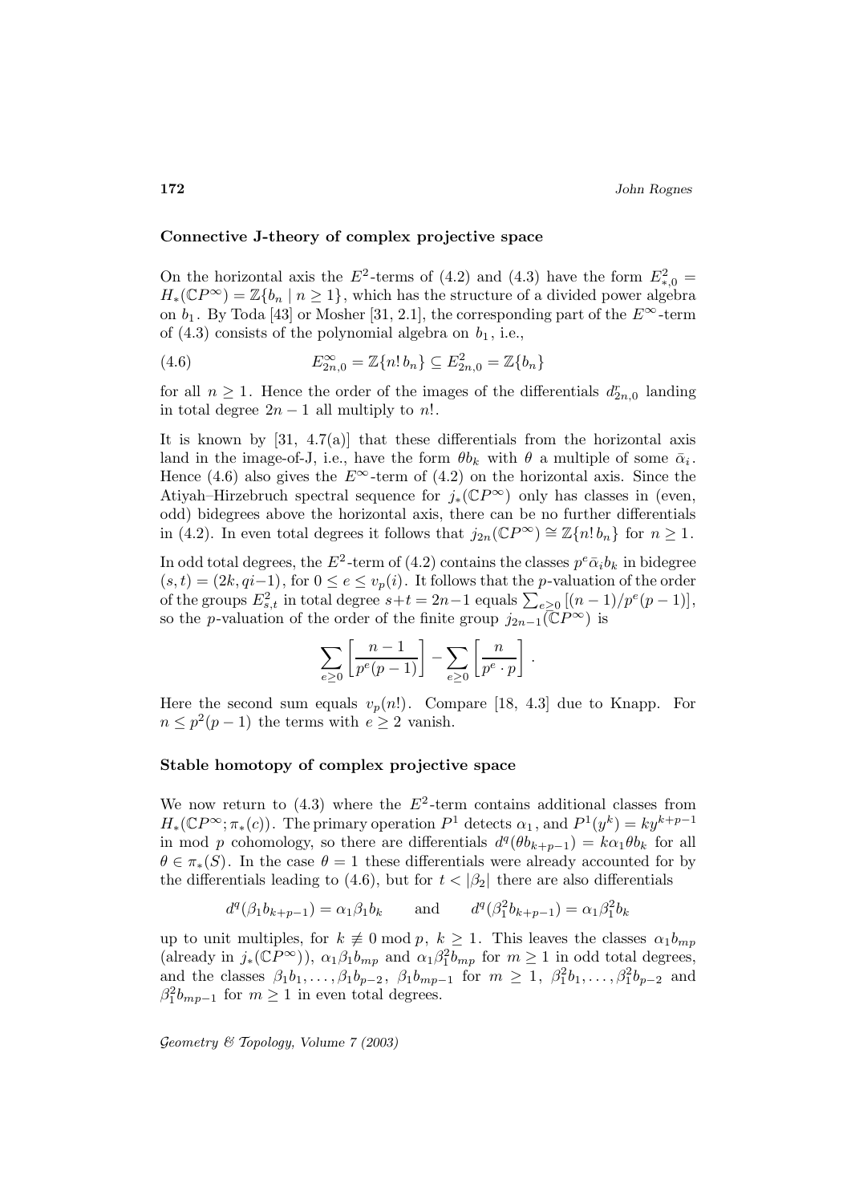### Connective J-theory of complex projective space

On the horizontal axis the $E^2$-terms of (4.2) and (4.3) have the form $E^2_{*,0} = H_*(\mathbb{C}P^\infty) = \mathbb{Z}\{b_n \mid n \geq 1\}$, which has the structure of a divided power algebra on $b_1$. By Toda [43] or Mosher [31, 2.1], the corresponding part of the $E^\infty$-term of (4.3) consists of the polynomial algebra on $b_1$, i.e.,

$$E^\infty_{2n,0} = \mathbb{Z}\{n!\, b_n\} \subseteq E^2_{2n,0} = \mathbb{Z}\{b_n\} \tag{4.6}$$

for all $n \geq 1$. Hence the order of the images of the differentials $d^r_{2n,0}$ landing in total degree $2n-1$ all multiply to $n!$.

It is known by [31, 4.7(a)] that these differentials from the horizontal axis land in the image-of-J, i.e., have the form $\theta b_k$ with $\theta$ a multiple of some $\bar{\alpha}_i$. Hence (4.6) also gives the $E^\infty$-term of (4.2) on the horizontal axis. Since the Atiyah–Hirzebruch spectral sequence for $j_*(\mathbb{C}P^\infty)$ only has classes in (even, odd) bidegrees above the horizontal axis, there can be no further differentials in (4.2). In even total degrees it follows that $j_{2n}(\mathbb{C}P^\infty) \cong \mathbb{Z}\{n!\, b_n\}$ for $n \geq 1$.

In odd total degrees, the $E^2$-term of (4.2) contains the classes $p^e\bar{\alpha}_i b_k$ in bidegree $(s,t) = (2k, qi-1)$, for $0 \leq e \leq v_p(i)$. It follows that the $p$-valuation of the order of the groups $E^2_{s,t}$ in total degree $s+t = 2n-1$ equals $\sum_{e\geq 0}[(n-1)/p^e(p-1)]$, so the $p$-valuation of the order of the finite group $j_{2n-1}(\mathbb{C}P^\infty)$ is

$$\sum_{e\geq 0}\left[\frac{n-1}{p^e(p-1)}\right] - \sum_{e\geq 0}\left[\frac{n}{p^e\cdot p}\right].$$

Here the second sum equals $v_p(n!)$. Compare [18, 4.3] due to Knapp. For $n \leq p^2(p-1)$ the terms with $e \geq 2$ vanish.

### Stable homotopy of complex projective space

We now return to (4.3) where the $E^2$-term contains additional classes from $H_*(\mathbb{C}P^\infty; \pi_*(c))$. The primary operation $P^1$ detects $\alpha_1$, and $P^1(y^k) = ky^{k+p-1}$ in mod $p$ cohomology, so there are differentials $d^q(\theta b_{k+p-1}) = k\alpha_1\theta b_k$ for all $\theta \in \pi_*(S)$. In the case $\theta = 1$ these differentials were already accounted for by the differentials leading to (4.6), but for $t < |\beta_2|$ there are also differentials

$$d^q(\beta_1 b_{k+p-1}) = \alpha_1\beta_1 b_k \qquad \text{and} \qquad d^q(\beta_1^2 b_{k+p-1}) = \alpha_1\beta_1^2 b_k$$

up to unit multiples, for $k \not\equiv 0 \bmod p$, $k \geq 1$. This leaves the classes $\alpha_1 b_{mp}$ (already in $j_*(\mathbb{C}P^\infty)$), $\alpha_1\beta_1 b_{mp}$ and $\alpha_1\beta_1^2 b_{mp}$ for $m \geq 1$ in odd total degrees, and the classes $\beta_1 b_1, \dots, \beta_1 b_{p-2}$, $\beta_1 b_{mp-1}$ for $m \geq 1$, $\beta_1^2 b_1, \dots, \beta_1^2 b_{p-2}$ and $\beta_1^2 b_{mp-1}$ for $m \geq 1$ in even total degrees.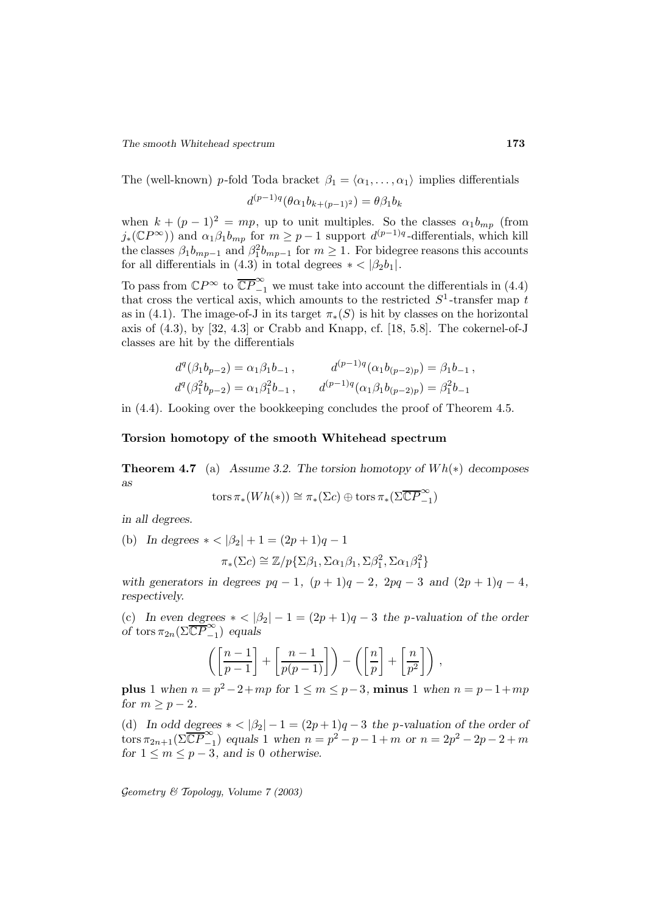The (well-known) $p$-fold Toda bracket $\beta_1 = \langle \alpha_1, \dots, \alpha_1 \rangle$ implies differentials

$$d^{(p-1)q}(\theta \alpha_1 b_{k+(p-1)^2}) = \theta \beta_1 b_k$$

when $k + (p-1)^2 = mp$, up to unit multiples. So the classes $\alpha_1 b_{mp}$ (from $j_*(\mathbb{C}P^\infty)$) and $\alpha_1 \beta_1 b_{mp}$ for $m \geq p-1$ support $d^{(p-1)q}$-differentials, which kill the classes $\beta_1 b_{mp-1}$ and $\beta_1^2 b_{mp-1}$ for $m \geq 1$. For bidegree reasons this accounts for all differentials in (4.3) in total degrees $* < |\beta_2 b_1|$.

To pass from $\mathbb{C}P^\infty$ to $\overline{\mathbb{C}P}^\infty_{-1}$ we must take into account the differentials in (4.4) that cross the vertical axis, which amounts to the restricted $S^1$-transfer map $t$ as in (4.1). The image-of-J in its target $\pi_*(S)$ is hit by classes on the horizontal axis of (4.3), by [32, 4.3] or Crabb and Knapp, cf. [18, 5.8]. The cokernel-of-J classes are hit by the differentials

$$d^q(\beta_1 b_{p-2}) = \alpha_1 \beta_1 b_{-1}, \qquad d^{(p-1)q}(\alpha_1 b_{(p-2)p}) = \beta_1 b_{-1},$$
$$d^q(\beta_1^2 b_{p-2}) = \alpha_1 \beta_1^2 b_{-1}, \qquad d^{(p-1)q}(\alpha_1 \beta_1 b_{(p-2)p}) = \beta_1^2 b_{-1}$$

in (4.4). Looking over the bookkeeping concludes the proof of Theorem 4.5.

### Torsion homotopy of the smooth Whitehead spectrum

**Theorem 4.7** (a) *Assume 3.2. The torsion homotopy of $Wh(*)$ decomposes as*

$$\operatorname{tors} \pi_*(Wh(*)) \cong \pi_*(\Sigma c) \oplus \operatorname{tors} \pi_*(\Sigma \overline{\mathbb{C}P}^\infty_{-1})$$

*in all degrees.*

(b) *In degrees $* < |\beta_2| + 1 = (2p+1)q - 1$*

$$\pi_*(\Sigma c) \cong \mathbb{Z}/p\{\Sigma\beta_1, \Sigma\alpha_1\beta_1, \Sigma\beta_1^2, \Sigma\alpha_1\beta_1^2\}$$

*with generators in degrees $pq-1$, $(p+1)q-2$, $2pq-3$ and $(2p+1)q-4$, respectively.*

(c) *In even degrees $* < |\beta_2| - 1 = (2p+1)q - 3$ the $p$-valuation of the order of $\operatorname{tors} \pi_{2n}(\Sigma \overline{\mathbb{C}P}^\infty_{-1})$ equals*

$$\left( \left[\frac{n-1}{p-1}\right] + \left[\frac{n-1}{p(p-1)}\right] \right) - \left( \left[\frac{n}{p}\right] + \left[\frac{n}{p^2}\right] \right),$$

**plus** 1 *when $n = p^2 - 2 + mp$ for $1 \leq m \leq p-3$,* **minus** 1 *when $n = p - 1 + mp$ for $m \geq p-2$.*

(d) *In odd degrees $* < |\beta_2| - 1 = (2p+1)q - 3$ the $p$-valuation of the order of $\operatorname{tors} \pi_{2n+1}(\Sigma \overline{\mathbb{C}P}^\infty_{-1})$ equals 1 when $n = p^2 - p - 1 + m$ or $n = 2p^2 - 2p - 2 + m$ for $1 \leq m \leq p-3$, and is 0 otherwise.*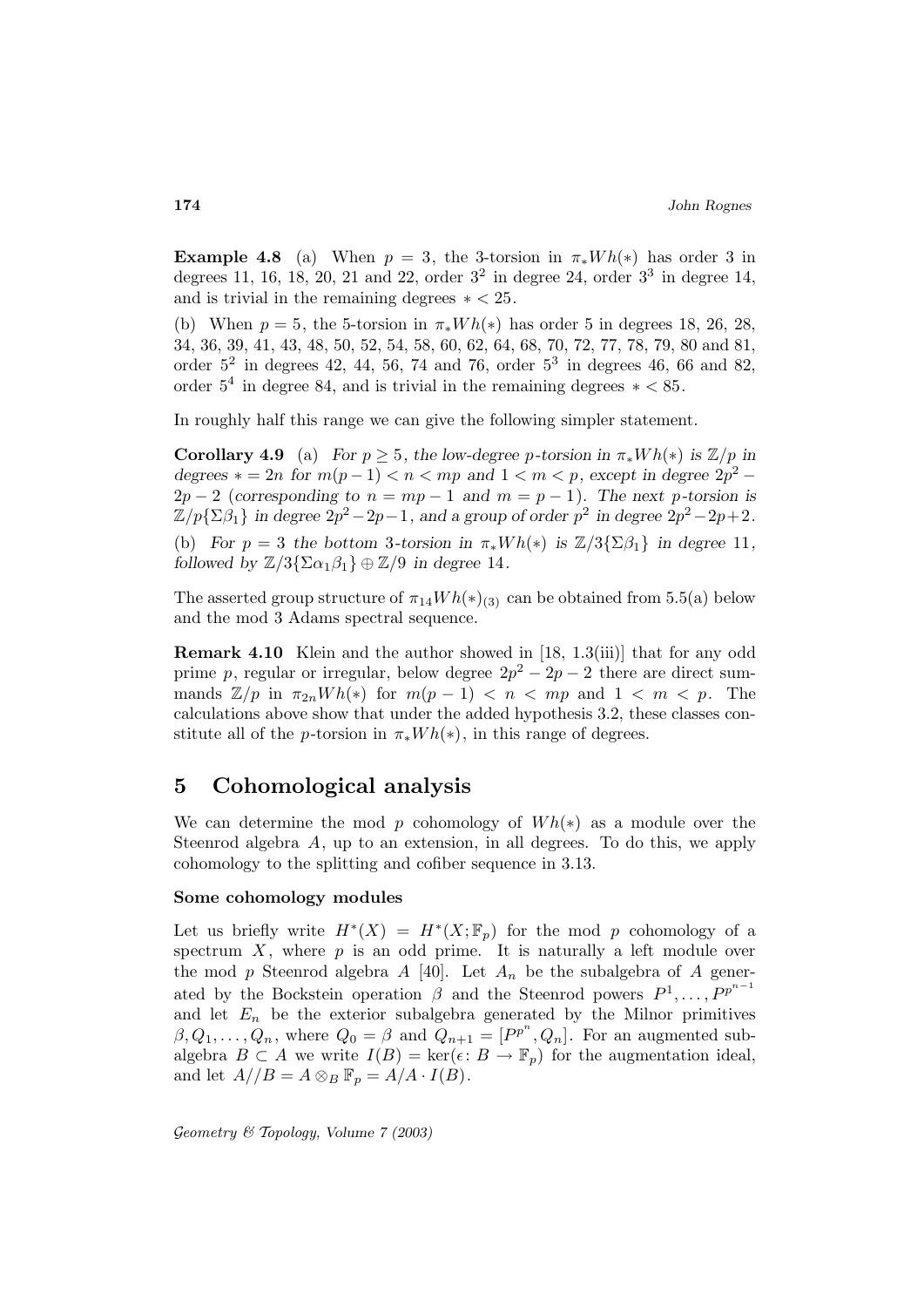**Example 4.8** (a) When $p = 3$, the 3-torsion in $\pi_* Wh(*)$ has order 3 in degrees 11, 16, 18, 20, 21 and 22, order $3^2$ in degree 24, order $3^3$ in degree 14, and is trivial in the remaining degrees $* < 25$.

(b) When $p = 5$, the 5-torsion in $\pi_* Wh(*)$ has order 5 in degrees 18, 26, 28, 34, 36, 39, 41, 43, 48, 50, 52, 54, 58, 60, 62, 64, 68, 70, 72, 77, 78, 79, 80 and 81, order $5^2$ in degrees 42, 44, 56, 74 and 76, order $5^3$ in degrees 46, 66 and 82, order $5^4$ in degree 84, and is trivial in the remaining degrees $* < 85$.

In roughly half this range we can give the following simpler statement.

**Corollary 4.9** (a) *For $p \geq 5$, the low-degree $p$-torsion in $\pi_* Wh(*)$ is $\mathbb{Z}/p$ in degrees $* = 2n$ for $m(p-1) < n < mp$ and $1 < m < p$, except in degree $2p^2 - 2p - 2$ (corresponding to $n = mp - 1$ and $m = p - 1$). The next $p$-torsion is $\mathbb{Z}/p\{\Sigma\beta_1\}$ in degree $2p^2 - 2p - 1$, and a group of order $p^2$ in degree $2p^2 - 2p + 2$.*

(b) *For $p = 3$ the bottom 3-torsion in $\pi_* Wh(*)$ is $\mathbb{Z}/3\{\Sigma\beta_1\}$ in degree 11, followed by $\mathbb{Z}/3\{\Sigma\alpha_1\beta_1\} \oplus \mathbb{Z}/9$ in degree 14.*

The asserted group structure of $\pi_{14} Wh(*)_{(3)}$ can be obtained from 5.5(a) below and the mod 3 Adams spectral sequence.

**Remark 4.10** Klein and the author showed in [18, 1.3(iii)] that for any odd prime $p$, regular or irregular, below degree $2p^2 - 2p - 2$ there are direct summands $\mathbb{Z}/p$ in $\pi_{2n} Wh(*)$ for $m(p-1) < n < mp$ and $1 < m < p$. The calculations above show that under the added hypothesis 3.2, these classes constitute all of the $p$-torsion in $\pi_* Wh(*)$, in this range of degrees.

# 5 Cohomological analysis

We can determine the mod $p$ cohomology of $Wh(*)$ as a module over the Steenrod algebra $A$, up to an extension, in all degrees. To do this, we apply cohomology to the splitting and cofiber sequence in 3.13.

### Some cohomology modules

Let us briefly write $H^*(X) = H^*(X; \mathbb{F}_p)$ for the mod $p$ cohomology of a spectrum $X$, where $p$ is an odd prime. It is naturally a left module over the mod $p$ Steenrod algebra $A$ [40]. Let $A_n$ be the subalgebra of $A$ generated by the Bockstein operation $\beta$ and the Steenrod powers $P^1, \dots, P^{p^{n-1}}$ and let $E_n$ be the exterior subalgebra generated by the Milnor primitives $\beta, Q_1, \dots, Q_n$, where $Q_0 = \beta$ and $Q_{n+1} = [P^{p^n}, Q_n]$. For an augmented subalgebra $B \subset A$ we write $I(B) = \ker(\epsilon\colon B \to \mathbb{F}_p)$ for the augmentation ideal, and let $A//B = A \otimes_B \mathbb{F}_p = A/A \cdot I(B)$.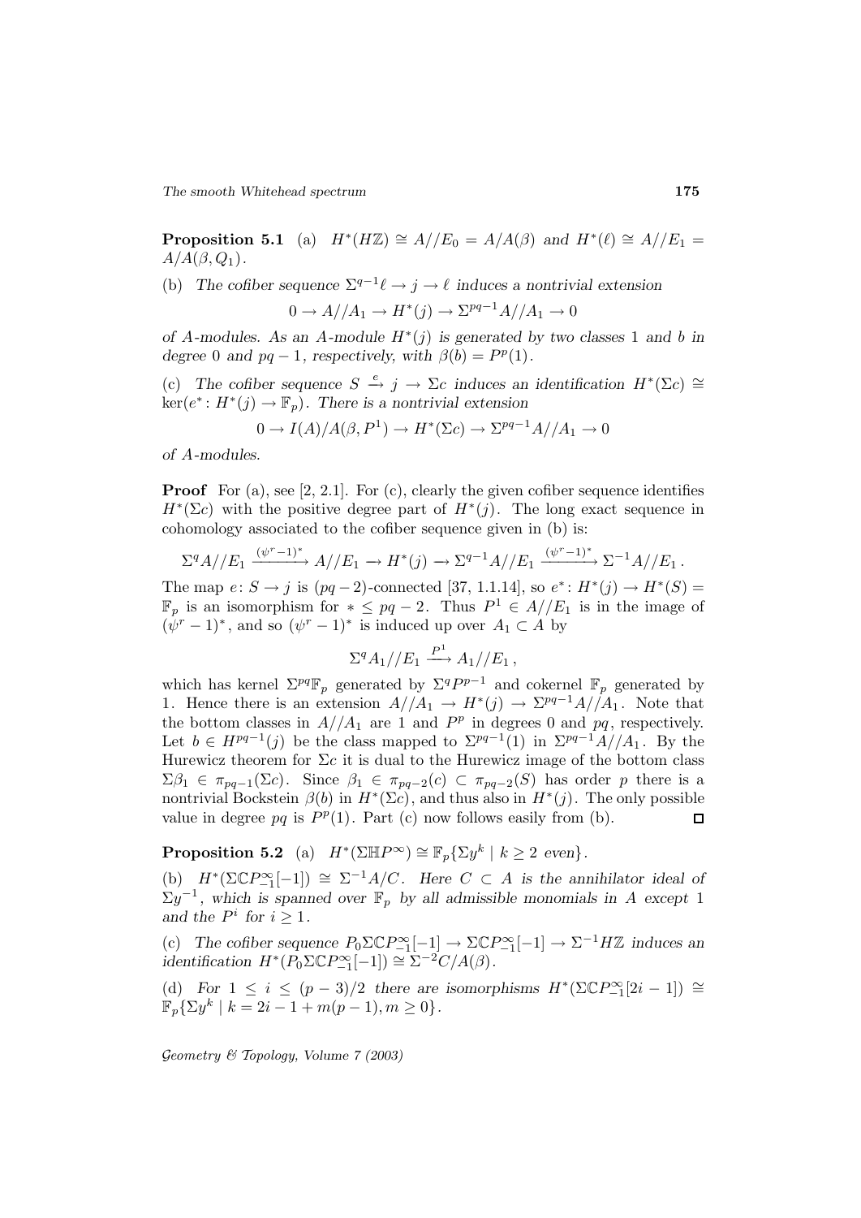**Proposition 5.1** (a) $H^*(H\mathbb{Z}) \cong A//E_0 = A/A(\beta)$ and $H^*(\ell) \cong A//E_1 = A/A(\beta, Q_1)$.

(b) *The cofiber sequence $\Sigma^{q-1}\ell \to j \to \ell$ induces a nontrivial extension*

$$0 \to A//A_1 \to H^*(j) \to \Sigma^{pq-1}A//A_1 \to 0$$

*of $A$-modules. As an $A$-module $H^*(j)$ is generated by two classes $1$ and $b$ in degree $0$ and $pq-1$, respectively, with $\beta(b) = P^p(1)$.*

(c) *The cofiber sequence $S \xrightarrow{e} j \to \Sigma c$ induces an identification $H^*(\Sigma c) \cong \ker(e^* \colon H^*(j) \to \mathbb{F}_p)$. There is a nontrivial extension*

$$0 \to I(A)/A(\beta, P^1) \to H^*(\Sigma c) \to \Sigma^{pq-1}A//A_1 \to 0$$

*of $A$-modules.*

**Proof** For (a), see [2, 2.1]. For (c), clearly the given cofiber sequence identifies $H^*(\Sigma c)$ with the positive degree part of $H^*(j)$. The long exact sequence in cohomology associated to the cofiber sequence given in (b) is:

$$\Sigma^q A//E_1 \xrightarrow{(\psi^r-1)^*} A//E_1 \to H^*(j) \to \Sigma^{q-1}A//E_1 \xrightarrow{(\psi^r-1)^*} \Sigma^{-1}A//E_1\,.$$

The map $e\colon S \to j$ is $(pq-2)$-connected [37, 1.1.14], so $e^*\colon H^*(j) \to H^*(S) = \mathbb{F}_p$ is an isomorphism for $* \le pq-2$. Thus $P^1 \in A//E_1$ is in the image of $(\psi^r-1)^*$, and so $(\psi^r-1)^*$ is induced up over $A_1 \subset A$ by

$$\Sigma^q A_1//E_1 \xrightarrow{P^1} A_1//E_1\,,$$

which has kernel $\Sigma^{pq}\mathbb{F}_p$ generated by $\Sigma^q P^{p-1}$ and cokernel $\mathbb{F}_p$ generated by 1. Hence there is an extension $A//A_1 \to H^*(j) \to \Sigma^{pq-1}A//A_1$. Note that the bottom classes in $A//A_1$ are $1$ and $P^p$ in degrees $0$ and $pq$, respectively. Let $b \in H^{pq-1}(j)$ be the class mapped to $\Sigma^{pq-1}(1)$ in $\Sigma^{pq-1}A//A_1$. By the Hurewicz theorem for $\Sigma c$ it is dual to the Hurewicz image of the bottom class $\Sigma\beta_1 \in \pi_{pq-1}(\Sigma c)$. Since $\beta_1 \in \pi_{pq-2}(c) \subset \pi_{pq-2}(S)$ has order $p$ there is a nontrivial Bockstein $\beta(b)$ in $H^*(\Sigma c)$, and thus also in $H^*(j)$. The only possible value in degree $pq$ is $P^p(1)$. Part (c) now follows easily from (b). □

**Proposition 5.2** (a) $H^*(\Sigma\mathbb{H}P^\infty) \cong \mathbb{F}_p\{\Sigma y^k \mid k \ge 2 \text{ even}\}$.

(b) $H^*(\Sigma\mathbb{C}P^\infty_{-1}[-1]) \cong \Sigma^{-1}A/C$. *Here $C \subset A$ is the annihilator ideal of $\Sigma y^{-1}$, which is spanned over $\mathbb{F}_p$ by all admissible monomials in $A$ except $1$ and the $P^i$ for $i \ge 1$.*

(c) *The cofiber sequence $P_0\Sigma\mathbb{C}P^\infty_{-1}[-1] \to \Sigma\mathbb{C}P^\infty_{-1}[-1] \to \Sigma^{-1}H\mathbb{Z}$ induces an identification $H^*(P_0\Sigma\mathbb{C}P^\infty_{-1}[-1]) \cong \Sigma^{-2}C/A(\beta)$.*

(d) *For $1 \le i \le (p-3)/2$ there are isomorphisms $H^*(\Sigma\mathbb{C}P^\infty_{-1}[2i-1]) \cong \mathbb{F}_p\{\Sigma y^k \mid k = 2i-1+m(p-1), m \ge 0\}$.*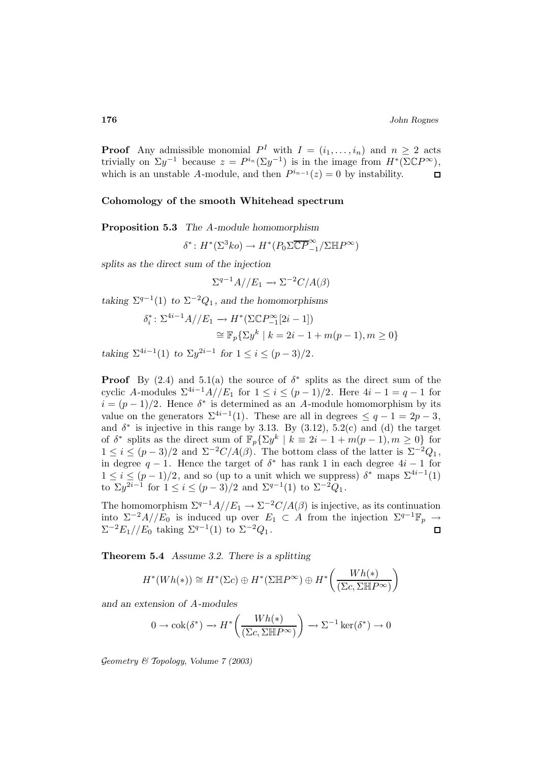**Proof** Any admissible monomial $P^I$ with $I = (i_1, \ldots, i_n)$ and $n \geq 2$ acts trivially on $\Sigma y^{-1}$ because $z = P^{i_n}(\Sigma y^{-1})$ is in the image from $H^*(\Sigma\mathbb{C}P^\infty)$, which is an unstable $A$-module, and then $P^{i_{n-1}}(z) = 0$ by instability. $\square$

### Cohomology of the smooth Whitehead spectrum

**Proposition 5.3** *The $A$-module homomorphism*

$$\delta^* \colon H^*(\Sigma^3 ko) \to H^*(P_0\Sigma\overline{\mathbb{C}P}^\infty_{-1}/\Sigma\mathbb{H}P^\infty)$$

*splits as the direct sum of the injection*

$$\Sigma^{q-1}A//E_1 \to \Sigma^{-2}C/A(\beta)$$

*taking $\Sigma^{q-1}(1)$ to $\Sigma^{-2}Q_1$, and the homomorphisms*

$$\begin{aligned}\delta_i^* \colon \Sigma^{4i-1}A//E_1 &\to H^*(\Sigma\mathbb{C}P^\infty_{-1}[2i-1]) \\ &\cong \mathbb{F}_p\{\Sigma y^k \mid k = 2i-1+m(p-1), m \geq 0\}\end{aligned}$$

*taking $\Sigma^{4i-1}(1)$ to $\Sigma y^{2i-1}$ for $1 \leq i \leq (p-3)/2$.*

**Proof** By (2.4) and 5.1(a) the source of $\delta^*$ splits as the direct sum of the cyclic $A$-modules $\Sigma^{4i-1}A//E_1$ for $1 \leq i \leq (p-1)/2$. Here $4i-1 = q-1$ for $i = (p-1)/2$. Hence $\delta^*$ is determined as an $A$-module homomorphism by its value on the generators $\Sigma^{4i-1}(1)$. These are all in degrees $\leq q-1 = 2p-3$, and $\delta^*$ is injective in this range by 3.13. By (3.12), 5.2(c) and (d) the target of $\delta^*$ splits as the direct sum of $\mathbb{F}_p\{\Sigma y^k \mid k \equiv 2i-1+m(p-1), m \geq 0\}$ for $1 \leq i \leq (p-3)/2$ and $\Sigma^{-2}C/A(\beta)$. The bottom class of the latter is $\Sigma^{-2}Q_1$, in degree $q-1$. Hence the target of $\delta^*$ has rank 1 in each degree $4i-1$ for $1 \leq i \leq (p-1)/2$, and so (up to a unit which we suppress) $\delta^*$ maps $\Sigma^{4i-1}(1)$ to $\Sigma y^{2i-1}$ for $1 \leq i \leq (p-3)/2$ and $\Sigma^{q-1}(1)$ to $\Sigma^{-2}Q_1$.

The homomorphism $\Sigma^{q-1}A//E_1 \to \Sigma^{-2}C/A(\beta)$ is injective, as its continuation into $\Sigma^{-2}A//E_0$ is induced up over $E_1 \subset A$ from the injection $\Sigma^{q-1}\mathbb{F}_p \to \Sigma^{-2}E_1//E_0$ taking $\Sigma^{q-1}(1)$ to $\Sigma^{-2}Q_1$. $\square$

**Theorem 5.4** *Assume 3.2. There is a splitting*

$$H^*(Wh(*)) \cong H^*(\Sigma c) \oplus H^*(\Sigma\mathbb{H}P^\infty) \oplus H^*\left(\frac{Wh(*)}{(\Sigma c, \Sigma\mathbb{H}P^\infty)}\right)$$

*and an extension of $A$-modules*

$$0 \to \operatorname{cok}(\delta^*) \to H^*\left(\frac{Wh(*)}{(\Sigma c, \Sigma\mathbb{H}P^\infty)}\right) \to \Sigma^{-1}\ker(\delta^*) \to 0$$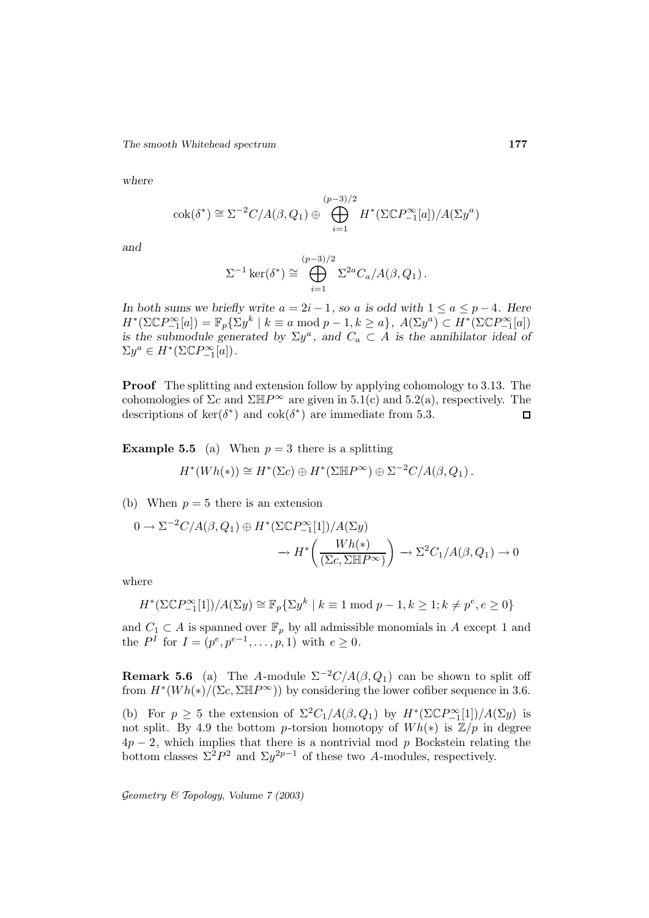*where*

$$\operatorname{cok}(\delta^*) \cong \Sigma^{-2}C/A(\beta, Q_1) \oplus \bigoplus_{i=1}^{(p-3)/2} H^*(\Sigma\mathbb{C}P^\infty_{-1}[a])/A(\Sigma y^a)$$

*and*

$$\Sigma^{-1}\ker(\delta^*) \cong \bigoplus_{i=1}^{(p-3)/2} \Sigma^{2a} C_a/A(\beta, Q_1)\,.$$

*In both sums we briefly write $a = 2i-1$, so $a$ is odd with $1 \le a \le p-4$. Here $H^*(\Sigma\mathbb{C}P^\infty_{-1}[a]) = \mathbb{F}_p\{\Sigma y^k \mid k \equiv a \bmod p-1, k \ge a\}$, $A(\Sigma y^a) \subset H^*(\Sigma\mathbb{C}P^\infty_{-1}[a])$ is the submodule generated by $\Sigma y^a$, and $C_a \subset A$ is the annihilator ideal of $\Sigma y^a \in H^*(\Sigma\mathbb{C}P^\infty_{-1}[a])$.*

**Proof** The splitting and extension follow by applying cohomology to 3.13. The cohomologies of $\Sigma c$ and $\Sigma\mathbb{H}P^\infty$ are given in 5.1(c) and 5.2(a), respectively. The descriptions of $\ker(\delta^*)$ and $\operatorname{cok}(\delta^*)$ are immediate from 5.3. □

**Example 5.5** (a) When $p = 3$ there is a splitting

$$H^*(Wh(*)) \cong H^*(\Sigma c) \oplus H^*(\Sigma\mathbb{H}P^\infty) \oplus \Sigma^{-2}C/A(\beta, Q_1)\,.$$

(b) When $p = 5$ there is an extension

$$0 \to \Sigma^{-2}C/A(\beta, Q_1) \oplus H^*(\Sigma\mathbb{C}P^\infty_{-1}[1])/A(\Sigma y) \to H^*\left(\frac{Wh(*)}{(\Sigma c, \Sigma\mathbb{H}P^\infty)}\right) \to \Sigma^2 C_1/A(\beta, Q_1) \to 0$$

where

$$H^*(\Sigma\mathbb{C}P^\infty_{-1}[1])/A(\Sigma y) \cong \mathbb{F}_p\{\Sigma y^k \mid k \equiv 1 \bmod p-1, k \ge 1; k \ne p^e, e \ge 0\}$$

and $C_1 \subset A$ is spanned over $\mathbb{F}_p$ by all admissible monomials in $A$ except 1 and the $P^I$ for $I = (p^e, p^{e-1}, \dots, p, 1)$ with $e \ge 0$.

**Remark 5.6** (a) The $A$-module $\Sigma^{-2}C/A(\beta, Q_1)$ can be shown to split off from $H^*(Wh(*)/(\Sigma c, \Sigma\mathbb{H}P^\infty))$ by considering the lower cofiber sequence in 3.6.

(b) For $p \ge 5$ the extension of $\Sigma^2 C_1/A(\beta, Q_1)$ by $H^*(\Sigma\mathbb{C}P^\infty_{-1}[1])/A(\Sigma y)$ is not split. By 4.9 the bottom $p$-torsion homotopy of $Wh(*)$ is $\mathbb{Z}/p$ in degree $4p-2$, which implies that there is a nontrivial mod $p$ Bockstein relating the bottom classes $\Sigma^2 P^2$ and $\Sigma y^{2p-1}$ of these two $A$-modules, respectively.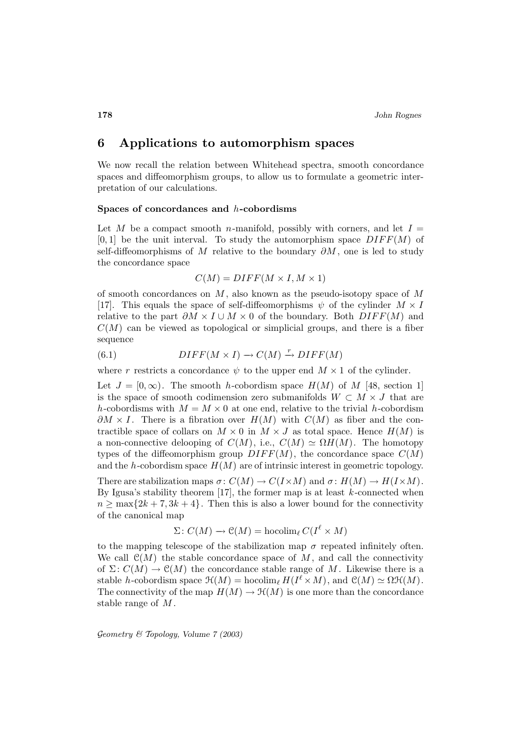## 6 Applications to automorphism spaces

We now recall the relation between Whitehead spectra, smooth concordance spaces and diffeomorphism groups, to allow us to formulate a geometric interpretation of our calculations.

### Spaces of concordances and $h$-cobordisms

Let $M$ be a compact smooth $n$-manifold, possibly with corners, and let $I = [0,1]$ be the unit interval. To study the automorphism space $DIFF(M)$ of self-diffeomorphisms of $M$ relative to the boundary $\partial M$, one is led to study the concordance space

$$C(M) = DIFF(M \times I, M \times 1)$$

of smooth concordances on $M$, also known as the pseudo-isotopy space of $M$ [17]. This equals the space of self-diffeomorphisms $\psi$ of the cylinder $M \times I$ relative to the part $\partial M \times I \cup M \times 0$ of the boundary. Both $DIFF(M)$ and $C(M)$ can be viewed as topological or simplicial groups, and there is a fiber sequence

$$DIFF(M \times I) \to C(M) \xrightarrow{r} DIFF(M) \tag{6.1}$$

where $r$ restricts a concordance $\psi$ to the upper end $M \times 1$ of the cylinder.

Let $J = [0, \infty)$. The smooth $h$-cobordism space $H(M)$ of $M$ [48, section 1] is the space of smooth codimension zero submanifolds $W \subset M \times J$ that are $h$-cobordisms with $M = M \times 0$ at one end, relative to the trivial $h$-cobordism $\partial M \times I$. There is a fibration over $H(M)$ with $C(M)$ as fiber and the contractible space of collars on $M \times 0$ in $M \times J$ as total space. Hence $H(M)$ is a non-connective delooping of $C(M)$, i.e., $C(M) \simeq \Omega H(M)$. The homotopy types of the diffeomorphism group $DIFF(M)$, the concordance space $C(M)$ and the $h$-cobordism space $H(M)$ are of intrinsic interest in geometric topology.

There are stabilization maps $\sigma \colon C(M) \to C(I \times M)$ and $\sigma \colon H(M) \to H(I \times M)$. By Igusa's stability theorem [17], the former map is at least $k$-connected when $n \geq \max\{2k+7, 3k+4\}$. Then this is also a lower bound for the connectivity of the canonical map

$$\Sigma \colon C(M) \to \mathcal{C}(M) = \operatorname{hocolim}_\ell C(I^\ell \times M)$$

to the mapping telescope of the stabilization map $\sigma$ repeated infinitely often. We call $\mathcal{C}(M)$ the stable concordance space of $M$, and call the connectivity of $\Sigma \colon C(M) \to \mathcal{C}(M)$ the concordance stable range of $M$. Likewise there is a stable $h$-cobordism space $\mathcal{H}(M) = \operatorname{hocolim}_\ell H(I^\ell \times M)$, and $\mathcal{C}(M) \simeq \Omega\mathcal{H}(M)$. The connectivity of the map $H(M) \to \mathcal{H}(M)$ is one more than the concordance stable range of $M$.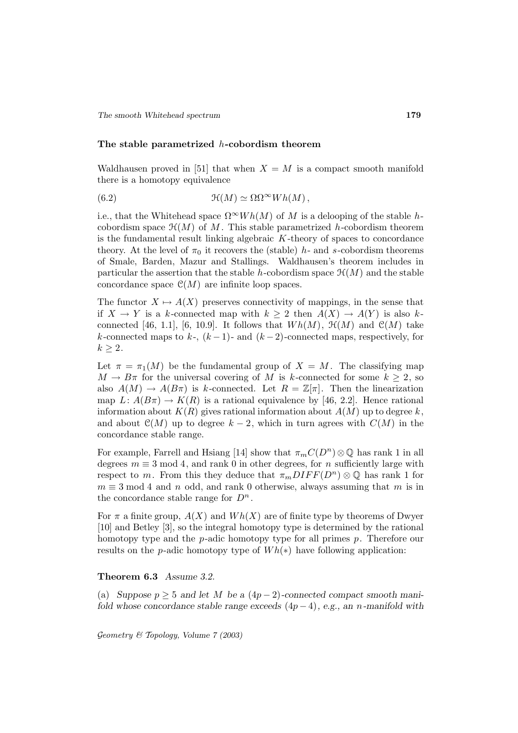### The stable parametrized $h$-cobordism theorem

Waldhausen proved in [51] that when $X = M$ is a compact smooth manifold there is a homotopy equivalence

$$\mathcal{H}(M) \simeq \Omega\Omega^\infty Wh(M)\,, \tag{6.2}$$

i.e., that the Whitehead space $\Omega^\infty Wh(M)$ of $M$ is a delooping of the stable $h$-cobordism space $\mathcal{H}(M)$ of $M$. This stable parametrized $h$-cobordism theorem is the fundamental result linking algebraic $K$-theory of spaces to concordance theory. At the level of $\pi_0$ it recovers the (stable) $h$- and $s$-cobordism theorems of Smale, Barden, Mazur and Stallings. Waldhausen's theorem includes in particular the assertion that the stable $h$-cobordism space $\mathcal{H}(M)$ and the stable concordance space $\mathcal{C}(M)$ are infinite loop spaces.

The functor $X \mapsto A(X)$ preserves connectivity of mappings, in the sense that if $X \to Y$ is a $k$-connected map with $k \geq 2$ then $A(X) \to A(Y)$ is also $k$-connected [46, 1.1], [6, 10.9]. It follows that $Wh(M)$, $\mathcal{H}(M)$ and $\mathcal{C}(M)$ take $k$-connected maps to $k$-, $(k-1)$- and $(k-2)$-connected maps, respectively, for $k \geq 2$.

Let $\pi = \pi_1(M)$ be the fundamental group of $X = M$. The classifying map $M \to B\pi$ for the universal covering of $M$ is $k$-connected for some $k \geq 2$, so also $A(M) \to A(B\pi)$ is $k$-connected. Let $R = \mathbb{Z}[\pi]$. Then the linearization map $L\colon A(B\pi) \to K(R)$ is a rational equivalence by [46, 2.2]. Hence rational information about $K(R)$ gives rational information about $A(M)$ up to degree $k$, and about $\mathcal{C}(M)$ up to degree $k-2$, which in turn agrees with $C(M)$ in the concordance stable range.

For example, Farrell and Hsiang [14] show that $\pi_m C(D^n) \otimes \mathbb{Q}$ has rank 1 in all degrees $m \equiv 3 \bmod 4$, and rank 0 in other degrees, for $n$ sufficiently large with respect to $m$. From this they deduce that $\pi_m DIFF(D^n) \otimes \mathbb{Q}$ has rank 1 for $m \equiv 3 \bmod 4$ and $n$ odd, and rank 0 otherwise, always assuming that $m$ is in the concordance stable range for $D^n$.

For $\pi$ a finite group, $A(X)$ and $Wh(X)$ are of finite type by theorems of Dwyer [10] and Betley [3], so the integral homotopy type is determined by the rational homotopy type and the $p$-adic homotopy type for all primes $p$. Therefore our results on the $p$-adic homotopy type of $Wh(*)$ have following application:

**Theorem 6.3** *Assume 3.2.*

(a) *Suppose $p \geq 5$ and let $M$ be a $(4p-2)$-connected compact smooth manifold whose concordance stable range exceeds $(4p-4)$, e.g., an $n$-manifold with*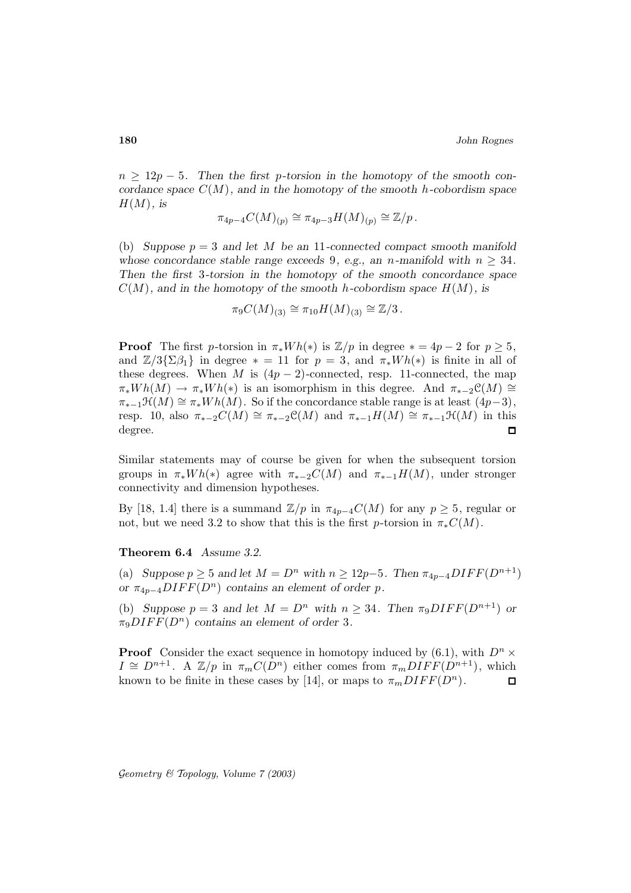$n \geq 12p - 5$. *Then the first $p$-torsion in the homotopy of the smooth concordance space $C(M)$, and in the homotopy of the smooth $h$-cobordism space $H(M)$, is*

$$\pi_{4p-4}C(M)_{(p)} \cong \pi_{4p-3}H(M)_{(p)} \cong \mathbb{Z}/p\,.$$

(b) *Suppose $p = 3$ and let $M$ be an 11-connected compact smooth manifold whose concordance stable range exceeds 9, e.g., an $n$-manifold with $n \geq 34$. Then the first 3-torsion in the homotopy of the smooth concordance space $C(M)$, and in the homotopy of the smooth $h$-cobordism space $H(M)$, is*

$$\pi_9 C(M)_{(3)} \cong \pi_{10}H(M)_{(3)} \cong \mathbb{Z}/3\,.$$

**Proof** The first $p$-torsion in $\pi_* Wh(*)$ is $\mathbb{Z}/p$ in degree $* = 4p-2$ for $p \geq 5$, and $\mathbb{Z}/3\{\Sigma\beta_1\}$ in degree $* = 11$ for $p = 3$, and $\pi_* Wh(*)$ is finite in all of these degrees. When $M$ is $(4p-2)$-connected, resp. 11-connected, the map $\pi_* Wh(M) \to \pi_* Wh(*)$ is an isomorphism in this degree. And $\pi_{*-2}\mathcal{C}(M) \cong \pi_{*-1}\mathcal{H}(M) \cong \pi_* Wh(M)$. So if the concordance stable range is at least $(4p-3)$, resp. 10, also $\pi_{*-2}C(M) \cong \pi_{*-2}\mathcal{C}(M)$ and $\pi_{*-1}H(M) \cong \pi_{*-1}\mathcal{H}(M)$ in this degree. $\square$

Similar statements may of course be given for when the subsequent torsion groups in $\pi_* Wh(*)$ agree with $\pi_{*-2}C(M)$ and $\pi_{*-1}H(M)$, under stronger connectivity and dimension hypotheses.

By [18, 1.4] there is a summand $\mathbb{Z}/p$ in $\pi_{4p-4}C(M)$ for any $p \geq 5$, regular or not, but we need 3.2 to show that this is the first $p$-torsion in $\pi_* C(M)$.

**Theorem 6.4** *Assume 3.2.*

(a) *Suppose $p \geq 5$ and let $M = D^n$ with $n \geq 12p-5$. Then $\pi_{4p-4}DIFF(D^{n+1})$ or $\pi_{4p-4}DIFF(D^n)$ contains an element of order $p$.*

(b) *Suppose $p = 3$ and let $M = D^n$ with $n \geq 34$. Then $\pi_9 DIFF(D^{n+1})$ or $\pi_9 DIFF(D^n)$ contains an element of order 3.*

**Proof** Consider the exact sequence in homotopy induced by (6.1), with $D^n \times I \cong D^{n+1}$. A $\mathbb{Z}/p$ in $\pi_m C(D^n)$ either comes from $\pi_m DIFF(D^{n+1})$, which known to be finite in these cases by [14], or maps to $\pi_m DIFF(D^n)$. $\square$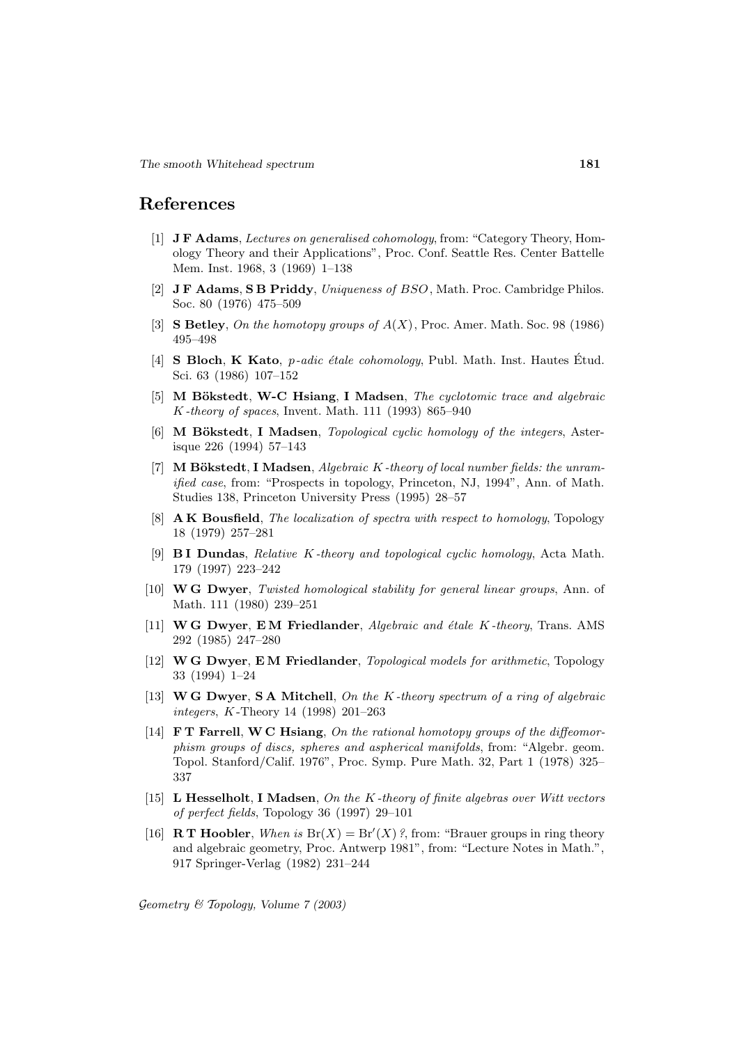## References

[1] **J F Adams**, *Lectures on generalised cohomology*, from: "Category Theory, Homology Theory and their Applications", Proc. Conf. Seattle Res. Center Battelle Mem. Inst. 1968, 3 (1969) 1–138

[2] **J F Adams**, **S B Priddy**, *Uniqueness of BSO*, Math. Proc. Cambridge Philos. Soc. 80 (1976) 475–509

[3] **S Betley**, *On the homotopy groups of $A(X)$*, Proc. Amer. Math. Soc. 98 (1986) 495–498

[4] **S Bloch**, **K Kato**, *p-adic étale cohomology*, Publ. Math. Inst. Hautes Étud. Sci. 63 (1986) 107–152

[5] **M Bökstedt**, **W-C Hsiang**, **I Madsen**, *The cyclotomic trace and algebraic K-theory of spaces*, Invent. Math. 111 (1993) 865–940

[6] **M Bökstedt**, **I Madsen**, *Topological cyclic homology of the integers*, Asterisque 226 (1994) 57–143

[7] **M Bökstedt**, **I Madsen**, *Algebraic K-theory of local number fields: the unramified case*, from: "Prospects in topology, Princeton, NJ, 1994", Ann. of Math. Studies 138, Princeton University Press (1995) 28–57

[8] **A K Bousfield**, *The localization of spectra with respect to homology*, Topology 18 (1979) 257–281

[9] **B I Dundas**, *Relative K-theory and topological cyclic homology*, Acta Math. 179 (1997) 223–242

[10] **W G Dwyer**, *Twisted homological stability for general linear groups*, Ann. of Math. 111 (1980) 239–251

[11] **W G Dwyer**, **E M Friedlander**, *Algebraic and étale K-theory*, Trans. AMS 292 (1985) 247–280

[12] **W G Dwyer**, **E M Friedlander**, *Topological models for arithmetic*, Topology 33 (1994) 1–24

[13] **W G Dwyer**, **S A Mitchell**, *On the K-theory spectrum of a ring of algebraic integers*, K-Theory 14 (1998) 201–263

[14] **F T Farrell**, **W C Hsiang**, *On the rational homotopy groups of the diffeomorphism groups of discs, spheres and aspherical manifolds*, from: "Algebr. geom. Topol. Stanford/Calif. 1976", Proc. Symp. Pure Math. 32, Part 1 (1978) 325–337

[15] **L Hesselholt**, **I Madsen**, *On the K-theory of finite algebras over Witt vectors of perfect fields*, Topology 36 (1997) 29–101

[16] **R T Hoobler**, *When is $\mathrm{Br}(X) = \mathrm{Br}'(X)$ ?*, from: "Brauer groups in ring theory and algebraic geometry, Proc. Antwerp 1981", from: "Lecture Notes in Math.", 917 Springer-Verlag (1982) 231–244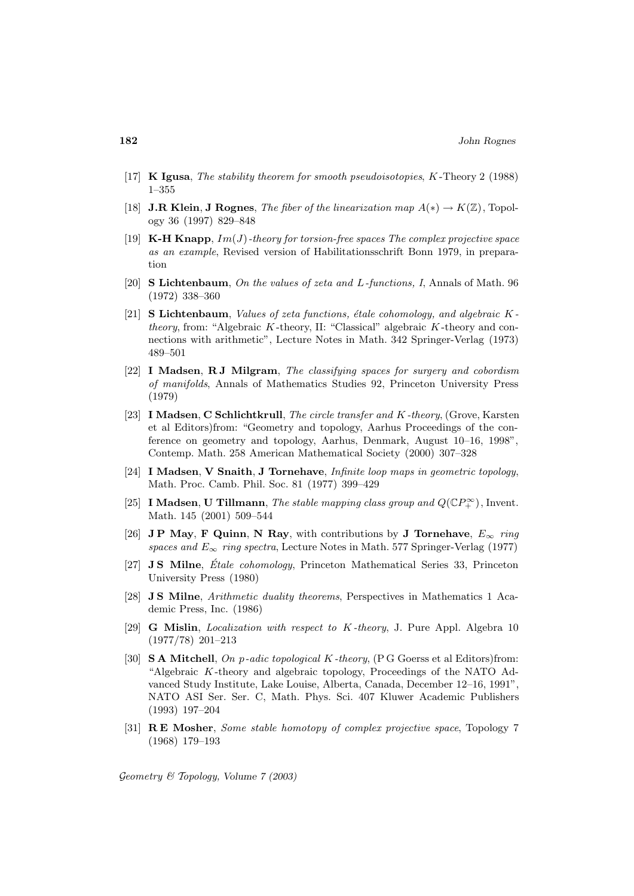[17] **K Igusa**, *The stability theorem for smooth pseudoisotopies*, $K$-Theory 2 (1988) 1–355

[18] **J.R Klein**, **J Rognes**, *The fiber of the linearization map* $A(*) \to K(\mathbb{Z})$, Topology 36 (1997) 829–848

[19] **K-H Knapp**, $Im(J)$*-theory for torsion-free spaces The complex projective space as an example*, Revised version of Habilitationsschrift Bonn 1979, in preparation

[20] **S Lichtenbaum**, *On the values of zeta and* $L$*-functions, I*, Annals of Math. 96 (1972) 338–360

[21] **S Lichtenbaum**, *Values of zeta functions, étale cohomology, and algebraic* $K$*-theory*, from: "Algebraic $K$-theory, II: "Classical" algebraic $K$-theory and connections with arithmetic", Lecture Notes in Math. 342 Springer-Verlag (1973) 489–501

[22] **I Madsen**, **R J Milgram**, *The classifying spaces for surgery and cobordism of manifolds*, Annals of Mathematics Studies 92, Princeton University Press (1979)

[23] **I Madsen**, **C Schlichtkrull**, *The circle transfer and* $K$*-theory*, (Grove, Karsten et al Editors)from: "Geometry and topology, Aarhus Proceedings of the conference on geometry and topology, Aarhus, Denmark, August 10–16, 1998", Contemp. Math. 258 American Mathematical Society (2000) 307–328

[24] **I Madsen**, **V Snaith**, **J Tornehave**, *Infinite loop maps in geometric topology*, Math. Proc. Camb. Phil. Soc. 81 (1977) 399–429

[25] **I Madsen**, **U Tillmann**, *The stable mapping class group and* $Q(\mathbb{C}P^{\infty}_{+})$, Invent. Math. 145 (2001) 509–544

[26] **J P May**, **F Quinn**, **N Ray**, with contributions by **J Tornehave**, $E_\infty$ *ring spaces and* $E_\infty$ *ring spectra*, Lecture Notes in Math. 577 Springer-Verlag (1977)

[27] **J S Milne**, *Étale cohomology*, Princeton Mathematical Series 33, Princeton University Press (1980)

[28] **J S Milne**, *Arithmetic duality theorems*, Perspectives in Mathematics 1 Academic Press, Inc. (1986)

[29] **G Mislin**, *Localization with respect to* $K$*-theory*, J. Pure Appl. Algebra 10 (1977/78) 201–213

[30] **S A Mitchell**, *On* $p$*-adic topological* $K$*-theory*, (P G Goerss et al Editors)from: "Algebraic $K$-theory and algebraic topology, Proceedings of the NATO Advanced Study Institute, Lake Louise, Alberta, Canada, December 12–16, 1991", NATO ASI Ser. Ser. C, Math. Phys. Sci. 407 Kluwer Academic Publishers (1993) 197–204

[31] **R E Mosher**, *Some stable homotopy of complex projective space*, Topology 7 (1968) 179–193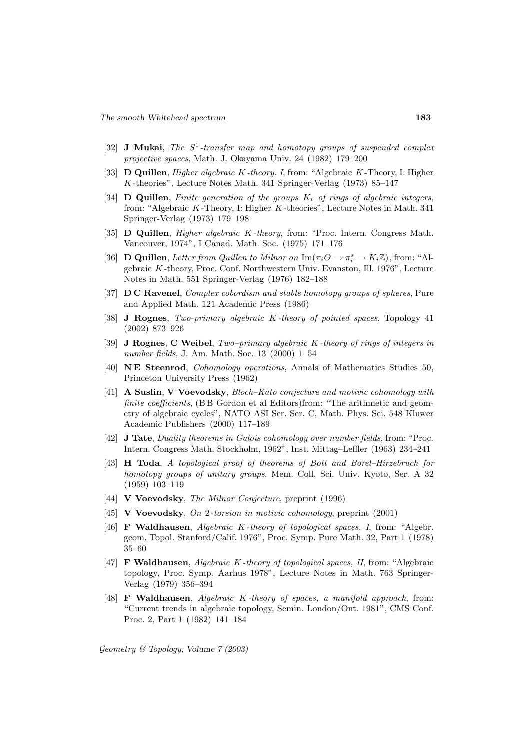[32] **J Mukai**, *The $S^1$-transfer map and homotopy groups of suspended complex projective spaces*, Math. J. Okayama Univ. 24 (1982) 179–200

[33] **D Quillen**, *Higher algebraic K-theory. I*, from: "Algebraic $K$-Theory, I: Higher $K$-theories", Lecture Notes Math. 341 Springer-Verlag (1973) 85–147

[34] **D Quillen**, *Finite generation of the groups $K_i$ of rings of algebraic integers*, from: "Algebraic $K$-Theory, I: Higher $K$-theories", Lecture Notes in Math. 341 Springer-Verlag (1973) 179–198

[35] **D Quillen**, *Higher algebraic K-theory*, from: "Proc. Intern. Congress Math. Vancouver, 1974", I Canad. Math. Soc. (1975) 171–176

[36] **D Quillen**, *Letter from Quillen to Milnor on* $\mathrm{Im}(\pi_i O \to \pi_i^s \to K_i\mathbb{Z})$, from: "Algebraic $K$-theory, Proc. Conf. Northwestern Univ. Evanston, Ill. 1976", Lecture Notes in Math. 551 Springer-Verlag (1976) 182–188

[37] **D C Ravenel**, *Complex cobordism and stable homotopy groups of spheres*, Pure and Applied Math. 121 Academic Press (1986)

[38] **J Rognes**, *Two-primary algebraic K-theory of pointed spaces*, Topology 41 (2002) 873–926

[39] **J Rognes**, **C Weibel**, *Two–primary algebraic K-theory of rings of integers in number fields*, J. Am. Math. Soc. 13 (2000) 1–54

[40] **N E Steenrod**, *Cohomology operations*, Annals of Mathematics Studies 50, Princeton University Press (1962)

[41] **A Suslin**, **V Voevodsky**, *Bloch–Kato conjecture and motivic cohomology with finite coefficients*, (B B Gordon et al Editors)from: "The arithmetic and geometry of algebraic cycles", NATO ASI Ser. Ser. C, Math. Phys. Sci. 548 Kluwer Academic Publishers (2000) 117–189

[42] **J Tate**, *Duality theorems in Galois cohomology over number fields*, from: "Proc. Intern. Congress Math. Stockholm, 1962", Inst. Mittag–Leffler (1963) 234–241

[43] **H Toda**, *A topological proof of theorems of Bott and Borel–Hirzebruch for homotopy groups of unitary groups*, Mem. Coll. Sci. Univ. Kyoto, Ser. A 32 (1959) 103–119

[44] **V Voevodsky**, *The Milnor Conjecture*, preprint (1996)

[45] **V Voevodsky**, *On 2-torsion in motivic cohomology*, preprint (2001)

[46] **F Waldhausen**, *Algebraic K-theory of topological spaces. I*, from: "Algebr. geom. Topol. Stanford/Calif. 1976", Proc. Symp. Pure Math. 32, Part 1 (1978) 35–60

[47] **F Waldhausen**, *Algebraic K-theory of topological spaces, II*, from: "Algebraic topology, Proc. Symp. Aarhus 1978", Lecture Notes in Math. 763 Springer-Verlag (1979) 356–394

[48] **F Waldhausen**, *Algebraic K-theory of spaces, a manifold approach*, from: "Current trends in algebraic topology, Semin. London/Ont. 1981", CMS Conf. Proc. 2, Part 1 (1982) 141–184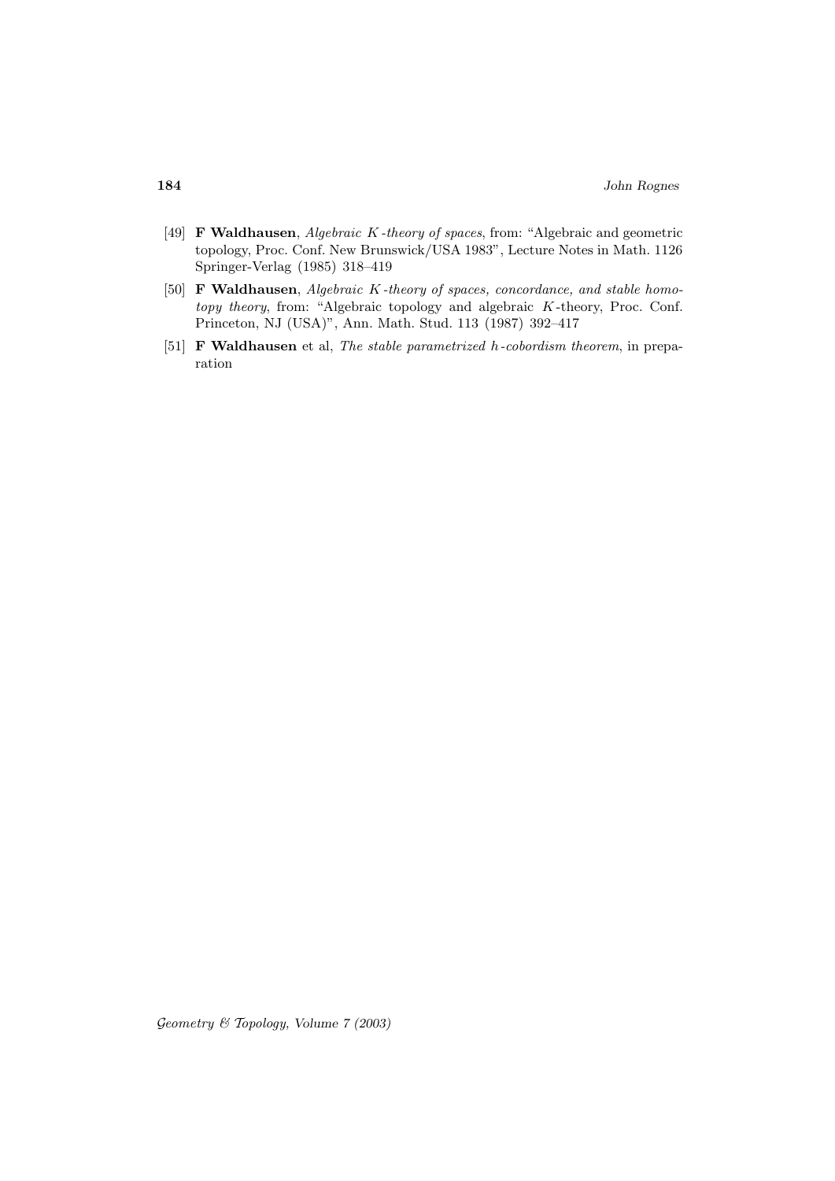[49] **F Waldhausen**, *Algebraic $K$-theory of spaces*, from: "Algebraic and geometric topology, Proc. Conf. New Brunswick/USA 1983", Lecture Notes in Math. 1126 Springer-Verlag (1985) 318–419

[50] **F Waldhausen**, *Algebraic $K$-theory of spaces, concordance, and stable homotopy theory*, from: "Algebraic topology and algebraic $K$-theory, Proc. Conf. Princeton, NJ (USA)", Ann. Math. Stud. 113 (1987) 392–417

[51] **F Waldhausen** et al, *The stable parametrized $h$-cobordism theorem*, in preparation